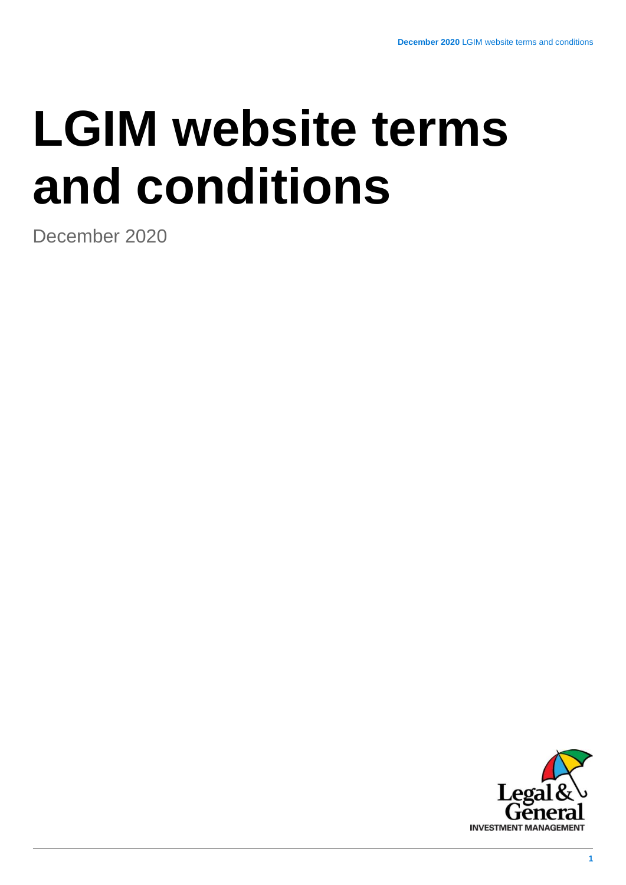# LGIM website terms and conditions

December 2020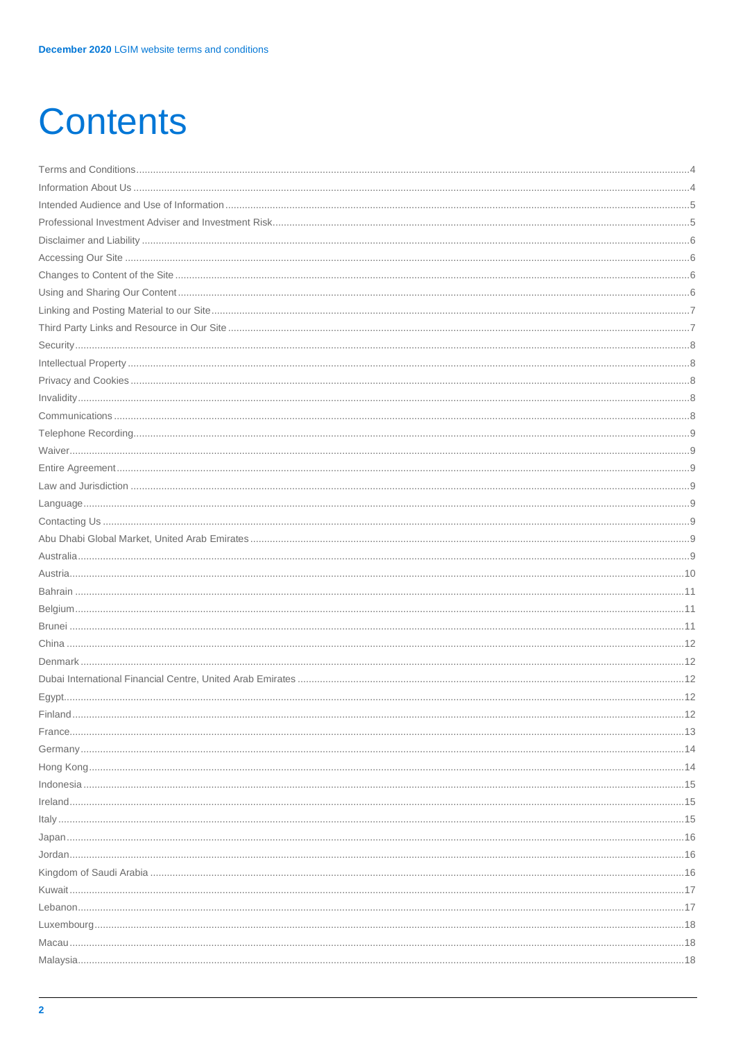# Contents

Terms and Conditions....4
Information About Us....4
Intended Audience and Use of Information....5
Professional Investment Adviser and Investment Risk....5
Disclaimer and Liability....6
Accessing Our Site....6
Changes to Content of the Site....6
Using and Sharing Our Content....6
Linking and Posting Material to our Site....7
Third Party Links and Resource in Our Site....7
Security....8
Intellectual Property....8
Privacy and Cookies....8
Invalidity....8
Communications....8
Telephone Recording....9
Waiver....9
Entire Agreement....9
Law and Jurisdiction....9
Language....9
Contacting Us....9
Abu Dhabi Global Market, United Arab Emirates....9
Australia....9
Austria....10
Bahrain....11
Belgium....11
Brunei....11
China....12
Denmark....12
Dubai International Financial Centre, United Arab Emirates....12
Egypt....12
Finland....12
France....13
Germany....14
Hong Kong....14
Indonesia....15
Ireland....15
Italy....15
Japan....16
Jordan....16
Kingdom of Saudi Arabia....16
Kuwait....17
Lebanon....17
Luxembourg....18
Macau....18
Malaysia....18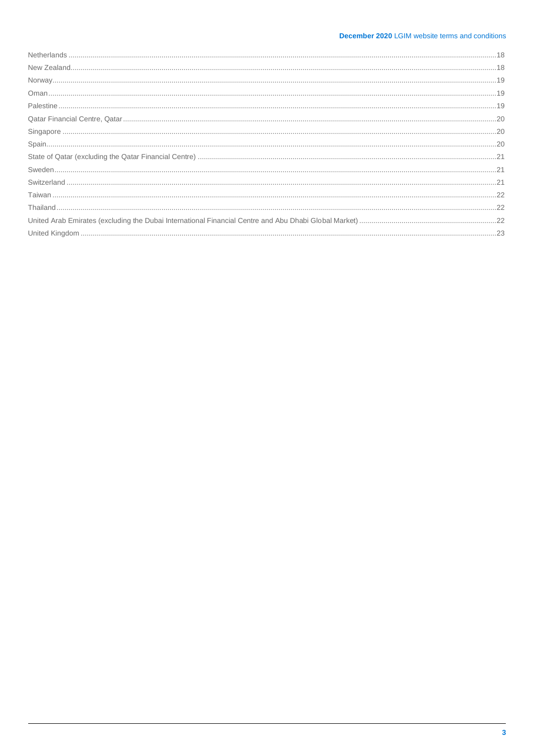Netherlands .....18
New Zealand.....18
Norway.....19
Oman.....19
Palestine.....19
Qatar Financial Centre, Qatar.....20
Singapore.....20
Spain.....20
State of Qatar (excluding the Qatar Financial Centre).....21
Sweden.....21
Switzerland.....21
Taiwan.....22
Thailand.....22
United Arab Emirates (excluding the Dubai International Financial Centre and Abu Dhabi Global Market).....22
United Kingdom.....23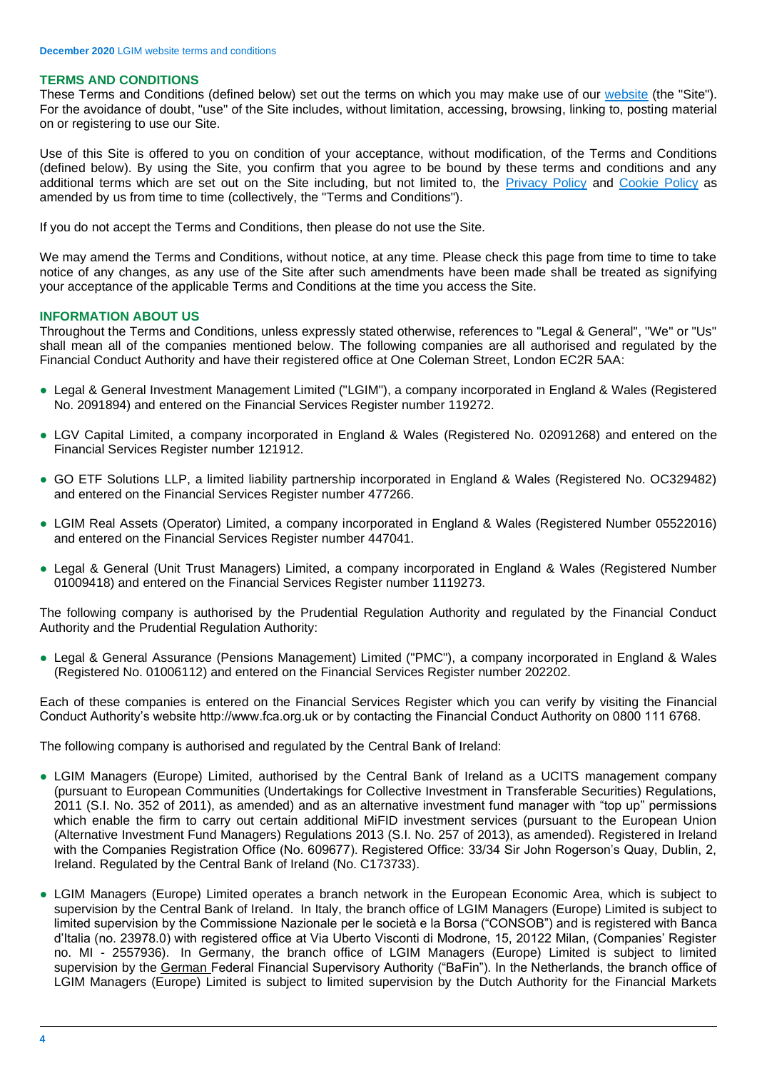## TERMS AND CONDITIONS

These Terms and Conditions (defined below) set out the terms on which you may make use of our website (the "Site"). For the avoidance of doubt, "use" of the Site includes, without limitation, accessing, browsing, linking to, posting material on or registering to use our Site.

Use of this Site is offered to you on condition of your acceptance, without modification, of the Terms and Conditions (defined below). By using the Site, you confirm that you agree to be bound by these terms and conditions and any additional terms which are set out on the Site including, but not limited to, the Privacy Policy and Cookie Policy as amended by us from time to time (collectively, the "Terms and Conditions").

If you do not accept the Terms and Conditions, then please do not use the Site.

We may amend the Terms and Conditions, without notice, at any time. Please check this page from time to time to take notice of any changes, as any use of the Site after such amendments have been made shall be treated as signifying your acceptance of the applicable Terms and Conditions at the time you access the Site.

## INFORMATION ABOUT US

Throughout the Terms and Conditions, unless expressly stated otherwise, references to "Legal & General", "We" or "Us" shall mean all of the companies mentioned below. The following companies are all authorised and regulated by the Financial Conduct Authority and have their registered office at One Coleman Street, London EC2R 5AA:

- Legal & General Investment Management Limited ("LGIM"), a company incorporated in England & Wales (Registered No. 2091894) and entered on the Financial Services Register number 119272.
- LGV Capital Limited, a company incorporated in England & Wales (Registered No. 02091268) and entered on the Financial Services Register number 121912.
- GO ETF Solutions LLP, a limited liability partnership incorporated in England & Wales (Registered No. OC329482) and entered on the Financial Services Register number 477266.
- LGIM Real Assets (Operator) Limited, a company incorporated in England & Wales (Registered Number 05522016) and entered on the Financial Services Register number 447041.
- Legal & General (Unit Trust Managers) Limited, a company incorporated in England & Wales (Registered Number 01009418) and entered on the Financial Services Register number 1119273.

The following company is authorised by the Prudential Regulation Authority and regulated by the Financial Conduct Authority and the Prudential Regulation Authority:

- Legal & General Assurance (Pensions Management) Limited ("PMC"), a company incorporated in England & Wales (Registered No. 01006112) and entered on the Financial Services Register number 202202.

Each of these companies is entered on the Financial Services Register which you can verify by visiting the Financial Conduct Authority's website http://www.fca.org.uk or by contacting the Financial Conduct Authority on 0800 111 6768.

The following company is authorised and regulated by the Central Bank of Ireland:

- LGIM Managers (Europe) Limited, authorised by the Central Bank of Ireland as a UCITS management company (pursuant to European Communities (Undertakings for Collective Investment in Transferable Securities) Regulations, 2011 (S.I. No. 352 of 2011), as amended) and as an alternative investment fund manager with "top up" permissions which enable the firm to carry out certain additional MiFID investment services (pursuant to the European Union (Alternative Investment Fund Managers) Regulations 2013 (S.I. No. 257 of 2013), as amended). Registered in Ireland with the Companies Registration Office (No. 609677). Registered Office: 33/34 Sir John Rogerson's Quay, Dublin, 2, Ireland. Regulated by the Central Bank of Ireland (No. C173733).
- LGIM Managers (Europe) Limited operates a branch network in the European Economic Area, which is subject to supervision by the Central Bank of Ireland. In Italy, the branch office of LGIM Managers (Europe) Limited is subject to limited supervision by the Commissione Nazionale per le società e la Borsa ("CONSOB") and is registered with Banca d'Italia (no. 23978.0) with registered office at Via Uberto Visconti di Modrone, 15, 20122 Milan, (Companies' Register no. MI - 2557936). In Germany, the branch office of LGIM Managers (Europe) Limited is subject to limited supervision by the German Federal Financial Supervisory Authority ("BaFin"). In the Netherlands, the branch office of LGIM Managers (Europe) Limited is subject to limited supervision by the Dutch Authority for the Financial Markets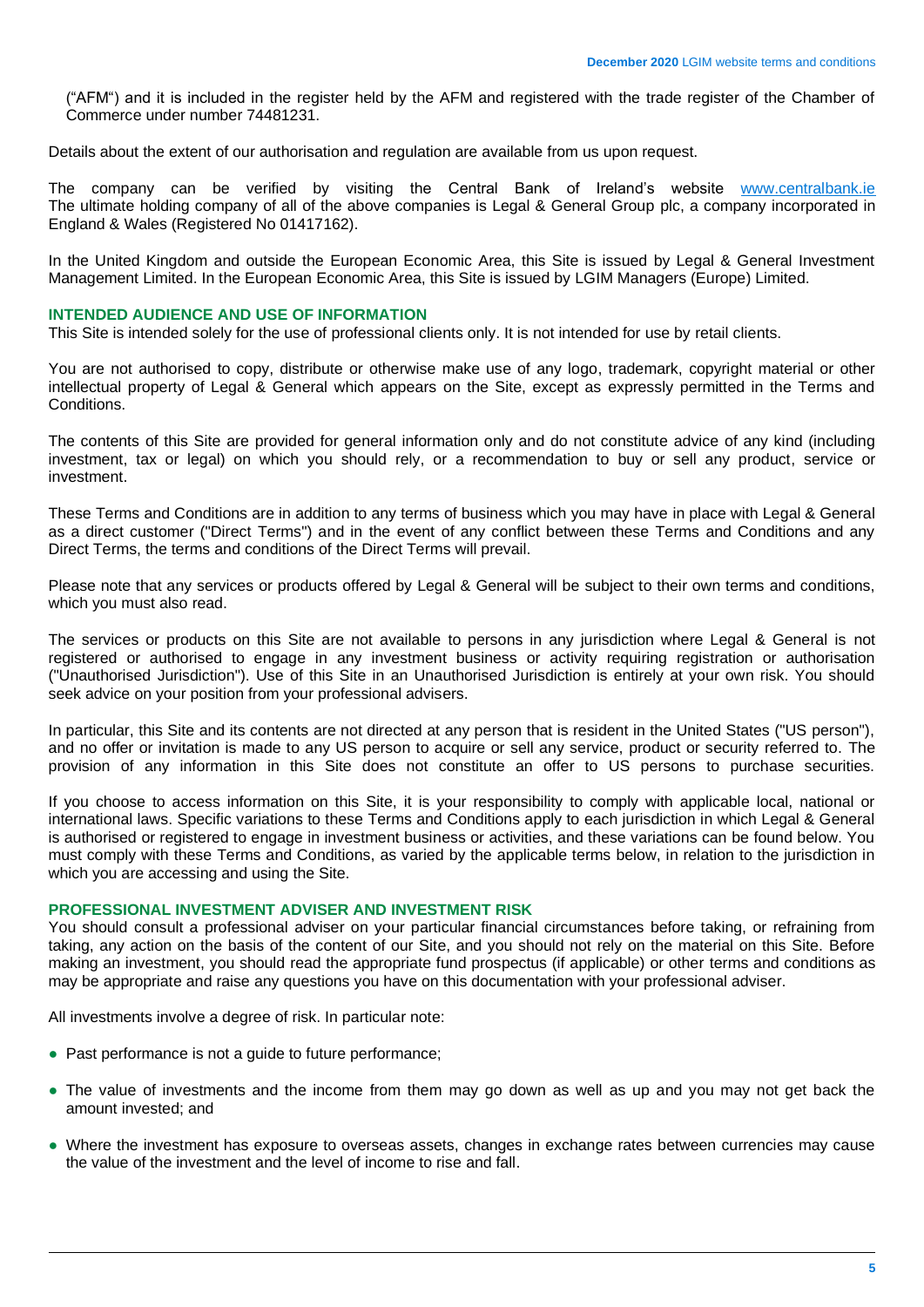("AFM") and it is included in the register held by the AFM and registered with the trade register of the Chamber of Commerce under number 74481231.

Details about the extent of our authorisation and regulation are available from us upon request.

The company can be verified by visiting the Central Bank of Ireland's website [www.centralbank.ie](http://www.centralbank.ie) The ultimate holding company of all of the above companies is Legal & General Group plc, a company incorporated in England & Wales (Registered No 01417162).

In the United Kingdom and outside the European Economic Area, this Site is issued by Legal & General Investment Management Limited. In the European Economic Area, this Site is issued by LGIM Managers (Europe) Limited.

## INTENDED AUDIENCE AND USE OF INFORMATION

This Site is intended solely for the use of professional clients only. It is not intended for use by retail clients.

You are not authorised to copy, distribute or otherwise make use of any logo, trademark, copyright material or other intellectual property of Legal & General which appears on the Site, except as expressly permitted in the Terms and Conditions.

The contents of this Site are provided for general information only and do not constitute advice of any kind (including investment, tax or legal) on which you should rely, or a recommendation to buy or sell any product, service or investment.

These Terms and Conditions are in addition to any terms of business which you may have in place with Legal & General as a direct customer ("Direct Terms") and in the event of any conflict between these Terms and Conditions and any Direct Terms, the terms and conditions of the Direct Terms will prevail.

Please note that any services or products offered by Legal & General will be subject to their own terms and conditions, which you must also read.

The services or products on this Site are not available to persons in any jurisdiction where Legal & General is not registered or authorised to engage in any investment business or activity requiring registration or authorisation ("Unauthorised Jurisdiction"). Use of this Site in an Unauthorised Jurisdiction is entirely at your own risk. You should seek advice on your position from your professional advisers.

In particular, this Site and its contents are not directed at any person that is resident in the United States ("US person"), and no offer or invitation is made to any US person to acquire or sell any service, product or security referred to. The provision of any information in this Site does not constitute an offer to US persons to purchase securities.

If you choose to access information on this Site, it is your responsibility to comply with applicable local, national or international laws. Specific variations to these Terms and Conditions apply to each jurisdiction in which Legal & General is authorised or registered to engage in investment business or activities, and these variations can be found below. You must comply with these Terms and Conditions, as varied by the applicable terms below, in relation to the jurisdiction in which you are accessing and using the Site.

## PROFESSIONAL INVESTMENT ADVISER AND INVESTMENT RISK

You should consult a professional adviser on your particular financial circumstances before taking, or refraining from taking, any action on the basis of the content of our Site, and you should not rely on the material on this Site. Before making an investment, you should read the appropriate fund prospectus (if applicable) or other terms and conditions as may be appropriate and raise any questions you have on this documentation with your professional adviser.

All investments involve a degree of risk. In particular note:

- Past performance is not a guide to future performance;
- The value of investments and the income from them may go down as well as up and you may not get back the amount invested; and
- Where the investment has exposure to overseas assets, changes in exchange rates between currencies may cause the value of the investment and the level of income to rise and fall.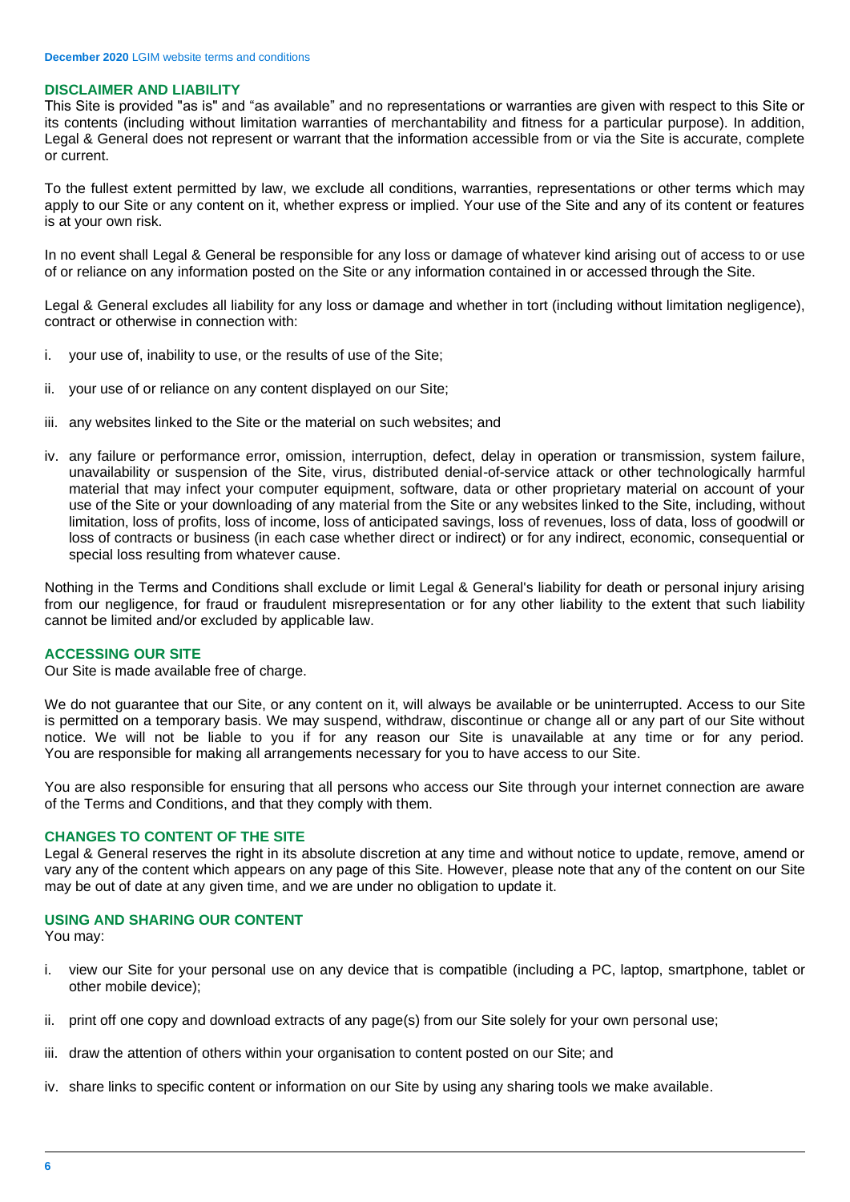## DISCLAIMER AND LIABILITY

This Site is provided "as is" and "as available" and no representations or warranties are given with respect to this Site or its contents (including without limitation warranties of merchantability and fitness for a particular purpose). In addition, Legal & General does not represent or warrant that the information accessible from or via the Site is accurate, complete or current.

To the fullest extent permitted by law, we exclude all conditions, warranties, representations or other terms which may apply to our Site or any content on it, whether express or implied. Your use of the Site and any of its content or features is at your own risk.

In no event shall Legal & General be responsible for any loss or damage of whatever kind arising out of access to or use of or reliance on any information posted on the Site or any information contained in or accessed through the Site.

Legal & General excludes all liability for any loss or damage and whether in tort (including without limitation negligence), contract or otherwise in connection with:

i. your use of, inability to use, or the results of use of the Site;

ii. your use of or reliance on any content displayed on our Site;

iii. any websites linked to the Site or the material on such websites; and

iv. any failure or performance error, omission, interruption, defect, delay in operation or transmission, system failure, unavailability or suspension of the Site, virus, distributed denial-of-service attack or other technologically harmful material that may infect your computer equipment, software, data or other proprietary material on account of your use of the Site or your downloading of any material from the Site or any websites linked to the Site, including, without limitation, loss of profits, loss of income, loss of anticipated savings, loss of revenues, loss of data, loss of goodwill or loss of contracts or business (in each case whether direct or indirect) or for any indirect, economic, consequential or special loss resulting from whatever cause.

Nothing in the Terms and Conditions shall exclude or limit Legal & General's liability for death or personal injury arising from our negligence, for fraud or fraudulent misrepresentation or for any other liability to the extent that such liability cannot be limited and/or excluded by applicable law.

## ACCESSING OUR SITE

Our Site is made available free of charge.

We do not guarantee that our Site, or any content on it, will always be available or be uninterrupted. Access to our Site is permitted on a temporary basis. We may suspend, withdraw, discontinue or change all or any part of our Site without notice. We will not be liable to you if for any reason our Site is unavailable at any time or for any period. You are responsible for making all arrangements necessary for you to have access to our Site.

You are also responsible for ensuring that all persons who access our Site through your internet connection are aware of the Terms and Conditions, and that they comply with them.

## CHANGES TO CONTENT OF THE SITE

Legal & General reserves the right in its absolute discretion at any time and without notice to update, remove, amend or vary any of the content which appears on any page of this Site. However, please note that any of the content on our Site may be out of date at any given time, and we are under no obligation to update it.

## USING AND SHARING OUR CONTENT

You may:

i. view our Site for your personal use on any device that is compatible (including a PC, laptop, smartphone, tablet or other mobile device);

ii. print off one copy and download extracts of any page(s) from our Site solely for your own personal use;

iii. draw the attention of others within your organisation to content posted on our Site; and

iv. share links to specific content or information on our Site by using any sharing tools we make available.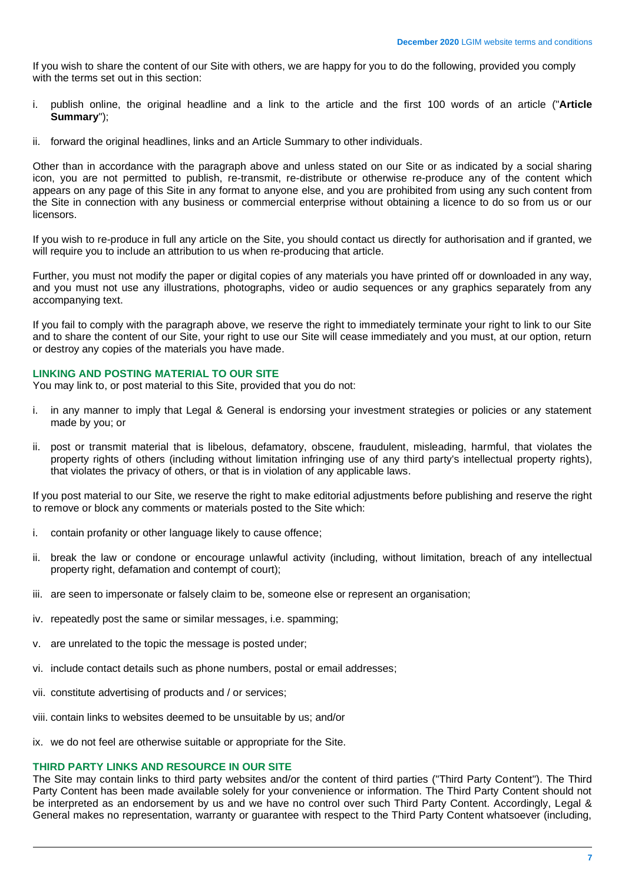If you wish to share the content of our Site with others, we are happy for you to do the following, provided you comply with the terms set out in this section:

i. publish online, the original headline and a link to the article and the first 100 words of an article ("**Article Summary**");

ii. forward the original headlines, links and an Article Summary to other individuals.

Other than in accordance with the paragraph above and unless stated on our Site or as indicated by a social sharing icon, you are not permitted to publish, re-transmit, re-distribute or otherwise re-produce any of the content which appears on any page of this Site in any format to anyone else, and you are prohibited from using any such content from the Site in connection with any business or commercial enterprise without obtaining a licence to do so from us or our licensors.

If you wish to re-produce in full any article on the Site, you should contact us directly for authorisation and if granted, we will require you to include an attribution to us when re-producing that article.

Further, you must not modify the paper or digital copies of any materials you have printed off or downloaded in any way, and you must not use any illustrations, photographs, video or audio sequences or any graphics separately from any accompanying text.

If you fail to comply with the paragraph above, we reserve the right to immediately terminate your right to link to our Site and to share the content of our Site, your right to use our Site will cease immediately and you must, at our option, return or destroy any copies of the materials you have made.

## LINKING AND POSTING MATERIAL TO OUR SITE

You may link to, or post material to this Site, provided that you do not:

i. in any manner to imply that Legal & General is endorsing your investment strategies or policies or any statement made by you; or

ii. post or transmit material that is libelous, defamatory, obscene, fraudulent, misleading, harmful, that violates the property rights of others (including without limitation infringing use of any third party's intellectual property rights), that violates the privacy of others, or that is in violation of any applicable laws.

If you post material to our Site, we reserve the right to make editorial adjustments before publishing and reserve the right to remove or block any comments or materials posted to the Site which:

i. contain profanity or other language likely to cause offence;

ii. break the law or condone or encourage unlawful activity (including, without limitation, breach of any intellectual property right, defamation and contempt of court);

iii. are seen to impersonate or falsely claim to be, someone else or represent an organisation;

iv. repeatedly post the same or similar messages, i.e. spamming;

v. are unrelated to the topic the message is posted under;

vi. include contact details such as phone numbers, postal or email addresses;

vii. constitute advertising of products and / or services;

viii. contain links to websites deemed to be unsuitable by us; and/or

ix. we do not feel are otherwise suitable or appropriate for the Site.

## THIRD PARTY LINKS AND RESOURCE IN OUR SITE

The Site may contain links to third party websites and/or the content of third parties ("Third Party Content"). The Third Party Content has been made available solely for your convenience or information. The Third Party Content should not be interpreted as an endorsement by us and we have no control over such Third Party Content. Accordingly, Legal & General makes no representation, warranty or guarantee with respect to the Third Party Content whatsoever (including,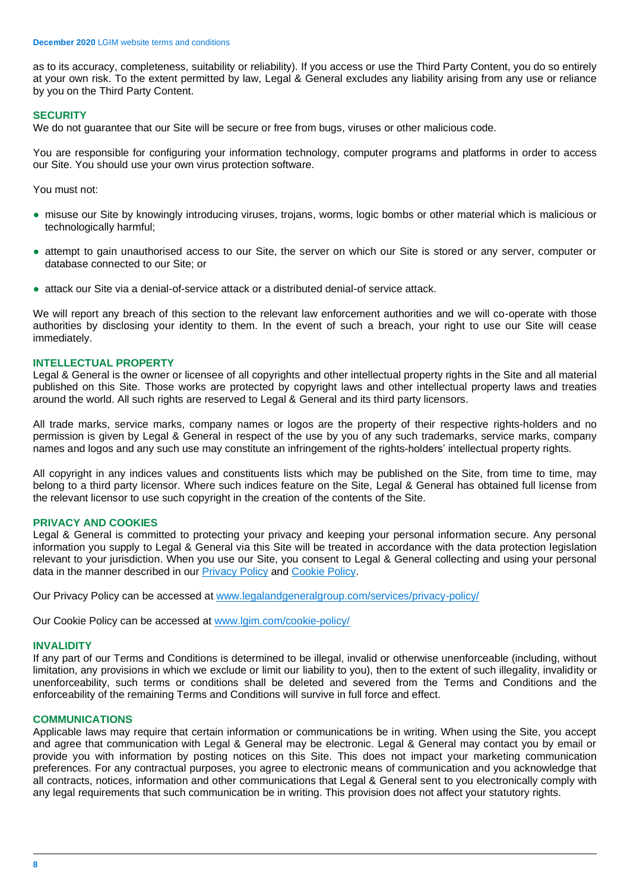as to its accuracy, completeness, suitability or reliability). If you access or use the Third Party Content, you do so entirely at your own risk. To the extent permitted by law, Legal & General excludes any liability arising from any use or reliance by you on the Third Party Content.

## SECURITY

We do not guarantee that our Site will be secure or free from bugs, viruses or other malicious code.

You are responsible for configuring your information technology, computer programs and platforms in order to access our Site. You should use your own virus protection software.

You must not:

- misuse our Site by knowingly introducing viruses, trojans, worms, logic bombs or other material which is malicious or technologically harmful;
- attempt to gain unauthorised access to our Site, the server on which our Site is stored or any server, computer or database connected to our Site; or
- attack our Site via a denial-of-service attack or a distributed denial-of service attack.

We will report any breach of this section to the relevant law enforcement authorities and we will co-operate with those authorities by disclosing your identity to them. In the event of such a breach, your right to use our Site will cease immediately.

## INTELLECTUAL PROPERTY

Legal & General is the owner or licensee of all copyrights and other intellectual property rights in the Site and all material published on this Site. Those works are protected by copyright laws and other intellectual property laws and treaties around the world. All such rights are reserved to Legal & General and its third party licensors.

All trade marks, service marks, company names or logos are the property of their respective rights-holders and no permission is given by Legal & General in respect of the use by you of any such trademarks, service marks, company names and logos and any such use may constitute an infringement of the rights-holders' intellectual property rights.

All copyright in any indices values and constituents lists which may be published on the Site, from time to time, may belong to a third party licensor. Where such indices feature on the Site, Legal & General has obtained full license from the relevant licensor to use such copyright in the creation of the contents of the Site.

## PRIVACY AND COOKIES

Legal & General is committed to protecting your privacy and keeping your personal information secure. Any personal information you supply to Legal & General via this Site will be treated in accordance with the data protection legislation relevant to your jurisdiction. When you use our Site, you consent to Legal & General collecting and using your personal data in the manner described in our Privacy Policy and Cookie Policy.

Our Privacy Policy can be accessed at www.legalandgeneralgroup.com/services/privacy-policy/

Our Cookie Policy can be accessed at www.lgim.com/cookie-policy/

## INVALIDITY

If any part of our Terms and Conditions is determined to be illegal, invalid or otherwise unenforceable (including, without limitation, any provisions in which we exclude or limit our liability to you), then to the extent of such illegality, invalidity or unenforceability, such terms or conditions shall be deleted and severed from the Terms and Conditions and the enforceability of the remaining Terms and Conditions will survive in full force and effect.

## COMMUNICATIONS

Applicable laws may require that certain information or communications be in writing. When using the Site, you accept and agree that communication with Legal & General may be electronic. Legal & General may contact you by email or provide you with information by posting notices on this Site. This does not impact your marketing communication preferences. For any contractual purposes, you agree to electronic means of communication and you acknowledge that all contracts, notices, information and other communications that Legal & General sent to you electronically comply with any legal requirements that such communication be in writing. This provision does not affect your statutory rights.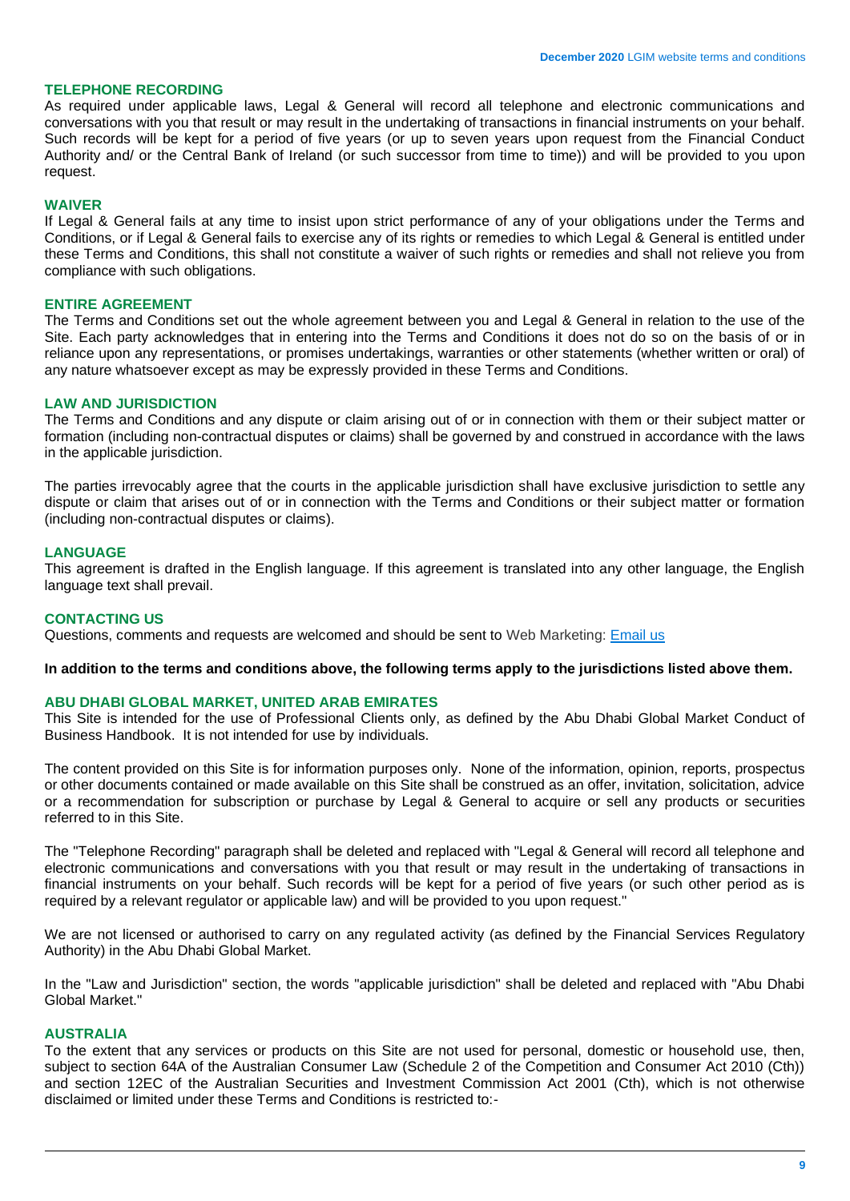## TELEPHONE RECORDING

As required under applicable laws, Legal & General will record all telephone and electronic communications and conversations with you that result or may result in the undertaking of transactions in financial instruments on your behalf. Such records will be kept for a period of five years (or up to seven years upon request from the Financial Conduct Authority and/ or the Central Bank of Ireland (or such successor from time to time)) and will be provided to you upon request.

## WAIVER

If Legal & General fails at any time to insist upon strict performance of any of your obligations under the Terms and Conditions, or if Legal & General fails to exercise any of its rights or remedies to which Legal & General is entitled under these Terms and Conditions, this shall not constitute a waiver of such rights or remedies and shall not relieve you from compliance with such obligations.

## ENTIRE AGREEMENT

The Terms and Conditions set out the whole agreement between you and Legal & General in relation to the use of the Site. Each party acknowledges that in entering into the Terms and Conditions it does not do so on the basis of or in reliance upon any representations, or promises undertakings, warranties or other statements (whether written or oral) of any nature whatsoever except as may be expressly provided in these Terms and Conditions.

## LAW AND JURISDICTION

The Terms and Conditions and any dispute or claim arising out of or in connection with them or their subject matter or formation (including non-contractual disputes or claims) shall be governed by and construed in accordance with the laws in the applicable jurisdiction.

The parties irrevocably agree that the courts in the applicable jurisdiction shall have exclusive jurisdiction to settle any dispute or claim that arises out of or in connection with the Terms and Conditions or their subject matter or formation (including non-contractual disputes or claims).

## LANGUAGE

This agreement is drafted in the English language. If this agreement is translated into any other language, the English language text shall prevail.

## CONTACTING US

Questions, comments and requests are welcomed and should be sent to Web Marketing: [Email us]

**In addition to the terms and conditions above, the following terms apply to the jurisdictions listed above them.**

## ABU DHABI GLOBAL MARKET, UNITED ARAB EMIRATES

This Site is intended for the use of Professional Clients only, as defined by the Abu Dhabi Global Market Conduct of Business Handbook. It is not intended for use by individuals.

The content provided on this Site is for information purposes only. None of the information, opinion, reports, prospectus or other documents contained or made available on this Site shall be construed as an offer, invitation, solicitation, advice or a recommendation for subscription or purchase by Legal & General to acquire or sell any products or securities referred to in this Site.

The "Telephone Recording" paragraph shall be deleted and replaced with "Legal & General will record all telephone and electronic communications and conversations with you that result or may result in the undertaking of transactions in financial instruments on your behalf. Such records will be kept for a period of five years (or such other period as is required by a relevant regulator or applicable law) and will be provided to you upon request."

We are not licensed or authorised to carry on any regulated activity (as defined by the Financial Services Regulatory Authority) in the Abu Dhabi Global Market.

In the "Law and Jurisdiction" section, the words "applicable jurisdiction" shall be deleted and replaced with "Abu Dhabi Global Market."

## AUSTRALIA

To the extent that any services or products on this Site are not used for personal, domestic or household use, then, subject to section 64A of the Australian Consumer Law (Schedule 2 of the Competition and Consumer Act 2010 (Cth)) and section 12EC of the Australian Securities and Investment Commission Act 2001 (Cth), which is not otherwise disclaimed or limited under these Terms and Conditions is restricted to:-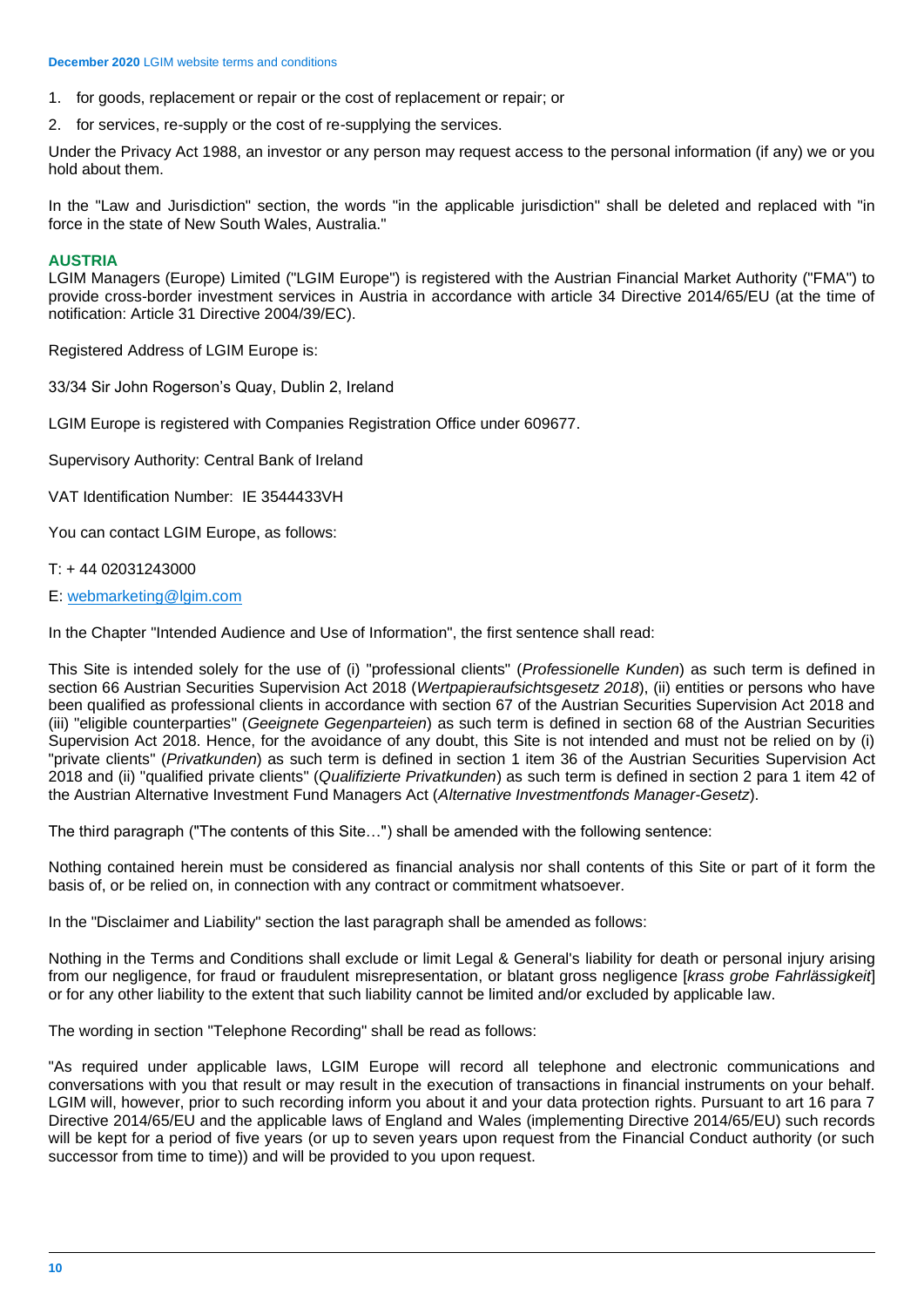1. for goods, replacement or repair or the cost of replacement or repair; or
2. for services, re-supply or the cost of re-supplying the services.

Under the Privacy Act 1988, an investor or any person may request access to the personal information (if any) we or you hold about them.

In the "Law and Jurisdiction" section, the words "in the applicable jurisdiction" shall be deleted and replaced with "in force in the state of New South Wales, Australia."

## AUSTRIA

LGIM Managers (Europe) Limited ("LGIM Europe") is registered with the Austrian Financial Market Authority ("FMA") to provide cross-border investment services in Austria in accordance with article 34 Directive 2014/65/EU (at the time of notification: Article 31 Directive 2004/39/EC).

Registered Address of LGIM Europe is:

33/34 Sir John Rogerson's Quay, Dublin 2, Ireland

LGIM Europe is registered with Companies Registration Office under 609677.

Supervisory Authority: Central Bank of Ireland

VAT Identification Number: IE 3544433VH

You can contact LGIM Europe, as follows:

T: + 44 02031243000

E: webmarketing@lgim.com

In the Chapter "Intended Audience and Use of Information", the first sentence shall read:

This Site is intended solely for the use of (i) "professional clients" (*Professionelle Kunden*) as such term is defined in section 66 Austrian Securities Supervision Act 2018 (*Wertpapieraufsichtsgesetz 2018*), (ii) entities or persons who have been qualified as professional clients in accordance with section 67 of the Austrian Securities Supervision Act 2018 and (iii) "eligible counterparties" (*Geeignete Gegenparteien*) as such term is defined in section 68 of the Austrian Securities Supervision Act 2018. Hence, for the avoidance of any doubt, this Site is not intended and must not be relied on by (i) "private clients" (*Privatkunden*) as such term is defined in section 1 item 36 of the Austrian Securities Supervision Act 2018 and (ii) "qualified private clients" (*Qualifizierte Privatkunden*) as such term is defined in section 2 para 1 item 42 of the Austrian Alternative Investment Fund Managers Act (*Alternative Investmentfonds Manager-Gesetz*).

The third paragraph ("The contents of this Site…") shall be amended with the following sentence:

Nothing contained herein must be considered as financial analysis nor shall contents of this Site or part of it form the basis of, or be relied on, in connection with any contract or commitment whatsoever.

In the "Disclaimer and Liability" section the last paragraph shall be amended as follows:

Nothing in the Terms and Conditions shall exclude or limit Legal & General's liability for death or personal injury arising from our negligence, for fraud or fraudulent misrepresentation, or blatant gross negligence [*krass grobe Fahrlässigkeit*] or for any other liability to the extent that such liability cannot be limited and/or excluded by applicable law.

The wording in section "Telephone Recording" shall be read as follows:

"As required under applicable laws, LGIM Europe will record all telephone and electronic communications and conversations with you that result or may result in the execution of transactions in financial instruments on your behalf. LGIM will, however, prior to such recording inform you about it and your data protection rights. Pursuant to art 16 para 7 Directive 2014/65/EU and the applicable laws of England and Wales (implementing Directive 2014/65/EU) such records will be kept for a period of five years (or up to seven years upon request from the Financial Conduct authority (or such successor from time to time)) and will be provided to you upon request.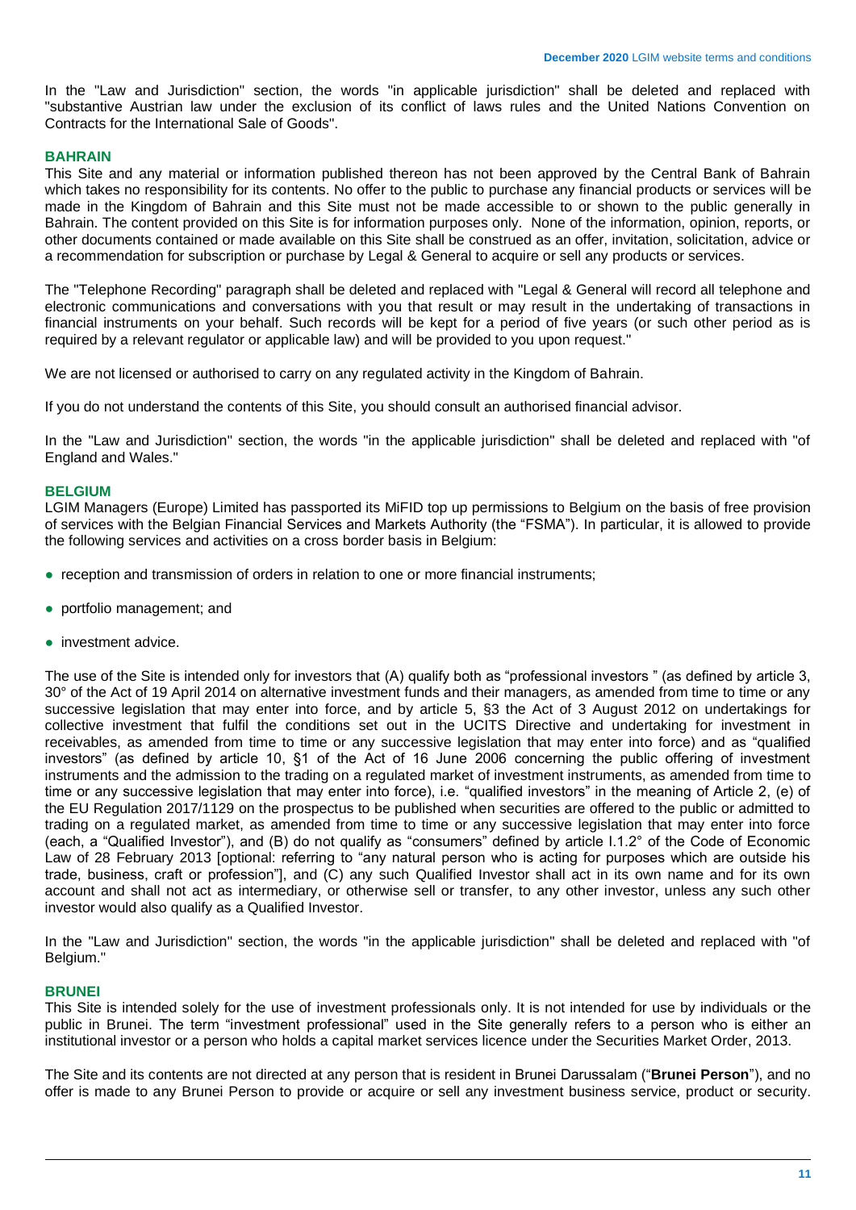In the "Law and Jurisdiction" section, the words "in applicable jurisdiction" shall be deleted and replaced with "substantive Austrian law under the exclusion of its conflict of laws rules and the United Nations Convention on Contracts for the International Sale of Goods".

### BAHRAIN

This Site and any material or information published thereon has not been approved by the Central Bank of Bahrain which takes no responsibility for its contents. No offer to the public to purchase any financial products or services will be made in the Kingdom of Bahrain and this Site must not be made accessible to or shown to the public generally in Bahrain. The content provided on this Site is for information purposes only. None of the information, opinion, reports, or other documents contained or made available on this Site shall be construed as an offer, invitation, solicitation, advice or a recommendation for subscription or purchase by Legal & General to acquire or sell any products or services.

The "Telephone Recording" paragraph shall be deleted and replaced with "Legal & General will record all telephone and electronic communications and conversations with you that result or may result in the undertaking of transactions in financial instruments on your behalf. Such records will be kept for a period of five years (or such other period as is required by a relevant regulator or applicable law) and will be provided to you upon request."

We are not licensed or authorised to carry on any regulated activity in the Kingdom of Bahrain.

If you do not understand the contents of this Site, you should consult an authorised financial advisor.

In the "Law and Jurisdiction" section, the words "in the applicable jurisdiction" shall be deleted and replaced with "of England and Wales."

### BELGIUM

LGIM Managers (Europe) Limited has passported its MiFID top up permissions to Belgium on the basis of free provision of services with the Belgian Financial Services and Markets Authority (the "FSMA"). In particular, it is allowed to provide the following services and activities on a cross border basis in Belgium:

- reception and transmission of orders in relation to one or more financial instruments;
- portfolio management; and
- investment advice.

The use of the Site is intended only for investors that (A) qualify both as "professional investors " (as defined by article 3, 30° of the Act of 19 April 2014 on alternative investment funds and their managers, as amended from time to time or any successive legislation that may enter into force, and by article 5, §3 the Act of 3 August 2012 on undertakings for collective investment that fulfil the conditions set out in the UCITS Directive and undertaking for investment in receivables, as amended from time to time or any successive legislation that may enter into force) and as "qualified investors" (as defined by article 10, §1 of the Act of 16 June 2006 concerning the public offering of investment instruments and the admission to the trading on a regulated market of investment instruments, as amended from time to time or any successive legislation that may enter into force), i.e. "qualified investors" in the meaning of Article 2, (e) of the EU Regulation 2017/1129 on the prospectus to be published when securities are offered to the public or admitted to trading on a regulated market, as amended from time to time or any successive legislation that may enter into force (each, a "Qualified Investor"), and (B) do not qualify as "consumers" defined by article I.1.2° of the Code of Economic Law of 28 February 2013 [optional: referring to "any natural person who is acting for purposes which are outside his trade, business, craft or profession"], and (C) any such Qualified Investor shall act in its own name and for its own account and shall not act as intermediary, or otherwise sell or transfer, to any other investor, unless any such other investor would also qualify as a Qualified Investor.

In the "Law and Jurisdiction" section, the words "in the applicable jurisdiction" shall be deleted and replaced with "of Belgium."

### BRUNEI

This Site is intended solely for the use of investment professionals only. It is not intended for use by individuals or the public in Brunei. The term "investment professional" used in the Site generally refers to a person who is either an institutional investor or a person who holds a capital market services licence under the Securities Market Order, 2013.

The Site and its contents are not directed at any person that is resident in Brunei Darussalam ("**Brunei Person**"), and no offer is made to any Brunei Person to provide or acquire or sell any investment business service, product or security.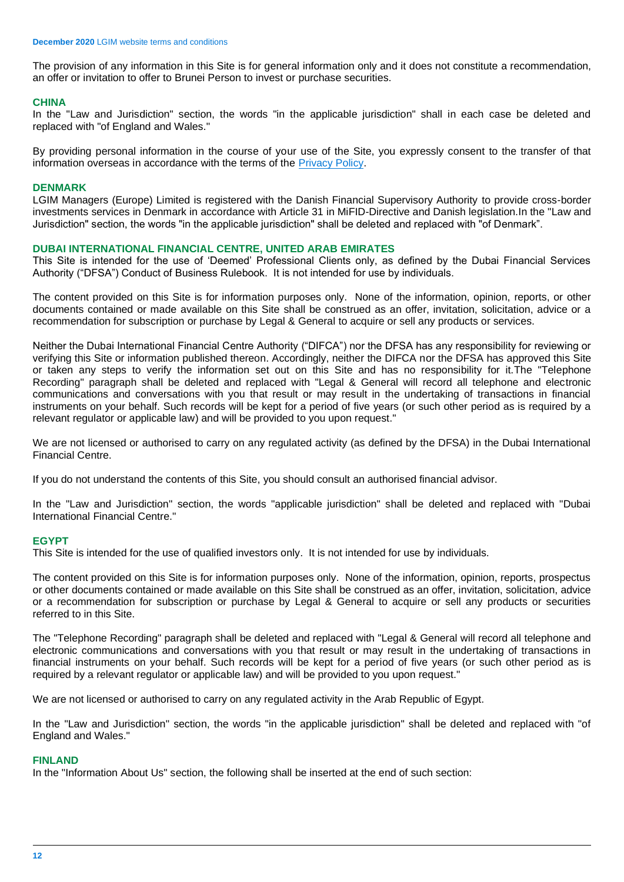The provision of any information in this Site is for general information only and it does not constitute a recommendation, an offer or invitation to offer to Brunei Person to invest or purchase securities.

## CHINA

In the "Law and Jurisdiction" section, the words "in the applicable jurisdiction" shall in each case be deleted and replaced with "of England and Wales."

By providing personal information in the course of your use of the Site, you expressly consent to the transfer of that information overseas in accordance with the terms of the Privacy Policy.

## DENMARK

LGIM Managers (Europe) Limited is registered with the Danish Financial Supervisory Authority to provide cross-border investments services in Denmark in accordance with Article 31 in MiFID-Directive and Danish legislation.In the "Law and Jurisdiction" section, the words "in the applicable jurisdiction" shall be deleted and replaced with "of Denmark".

## DUBAI INTERNATIONAL FINANCIAL CENTRE, UNITED ARAB EMIRATES

This Site is intended for the use of 'Deemed' Professional Clients only, as defined by the Dubai Financial Services Authority ("DFSA") Conduct of Business Rulebook. It is not intended for use by individuals.

The content provided on this Site is for information purposes only. None of the information, opinion, reports, or other documents contained or made available on this Site shall be construed as an offer, invitation, solicitation, advice or a recommendation for subscription or purchase by Legal & General to acquire or sell any products or services.

Neither the Dubai International Financial Centre Authority ("DIFCA") nor the DFSA has any responsibility for reviewing or verifying this Site or information published thereon. Accordingly, neither the DIFCA nor the DFSA has approved this Site or taken any steps to verify the information set out on this Site and has no responsibility for it.The "Telephone Recording" paragraph shall be deleted and replaced with "Legal & General will record all telephone and electronic communications and conversations with you that result or may result in the undertaking of transactions in financial instruments on your behalf. Such records will be kept for a period of five years (or such other period as is required by a relevant regulator or applicable law) and will be provided to you upon request."

We are not licensed or authorised to carry on any regulated activity (as defined by the DFSA) in the Dubai International Financial Centre.

If you do not understand the contents of this Site, you should consult an authorised financial advisor.

In the "Law and Jurisdiction" section, the words "applicable jurisdiction" shall be deleted and replaced with "Dubai International Financial Centre."

## EGYPT

This Site is intended for the use of qualified investors only. It is not intended for use by individuals.

The content provided on this Site is for information purposes only. None of the information, opinion, reports, prospectus or other documents contained or made available on this Site shall be construed as an offer, invitation, solicitation, advice or a recommendation for subscription or purchase by Legal & General to acquire or sell any products or securities referred to in this Site.

The "Telephone Recording" paragraph shall be deleted and replaced with "Legal & General will record all telephone and electronic communications and conversations with you that result or may result in the undertaking of transactions in financial instruments on your behalf. Such records will be kept for a period of five years (or such other period as is required by a relevant regulator or applicable law) and will be provided to you upon request."

We are not licensed or authorised to carry on any regulated activity in the Arab Republic of Egypt.

In the "Law and Jurisdiction" section, the words "in the applicable jurisdiction" shall be deleted and replaced with "of England and Wales."

## FINLAND

In the "Information About Us" section, the following shall be inserted at the end of such section: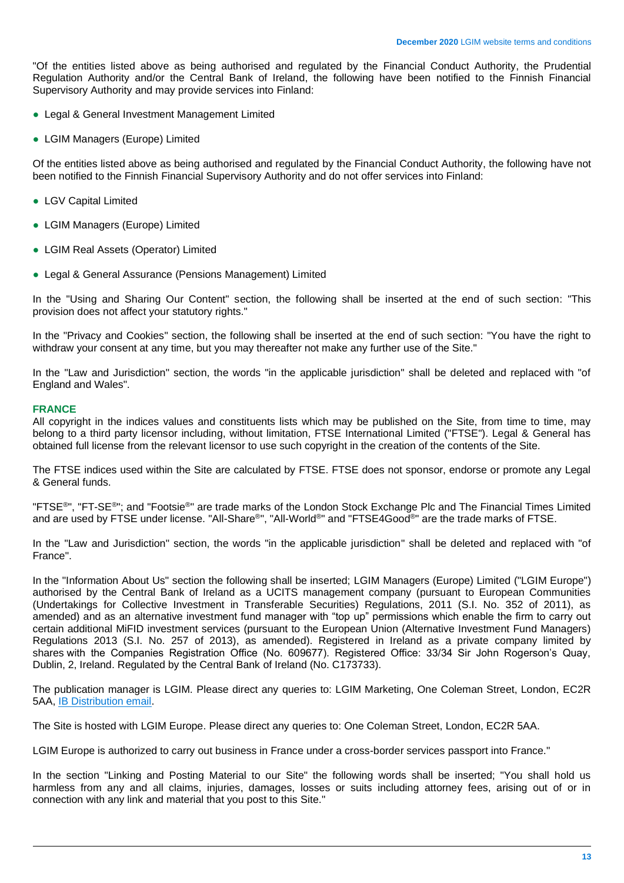"Of the entities listed above as being authorised and regulated by the Financial Conduct Authority, the Prudential Regulation Authority and/or the Central Bank of Ireland, the following have been notified to the Finnish Financial Supervisory Authority and may provide services into Finland:

- Legal & General Investment Management Limited
- LGIM Managers (Europe) Limited

Of the entities listed above as being authorised and regulated by the Financial Conduct Authority, the following have not been notified to the Finnish Financial Supervisory Authority and do not offer services into Finland:

- LGV Capital Limited
- LGIM Managers (Europe) Limited
- LGIM Real Assets (Operator) Limited
- Legal & General Assurance (Pensions Management) Limited

In the "Using and Sharing Our Content" section, the following shall be inserted at the end of such section: "This provision does not affect your statutory rights."

In the "Privacy and Cookies" section, the following shall be inserted at the end of such section: "You have the right to withdraw your consent at any time, but you may thereafter not make any further use of the Site."

In the "Law and Jurisdiction" section, the words "in the applicable jurisdiction" shall be deleted and replaced with "of England and Wales".

## FRANCE

All copyright in the indices values and constituents lists which may be published on the Site, from time to time, may belong to a third party licensor including, without limitation, FTSE International Limited ("FTSE"). Legal & General has obtained full license from the relevant licensor to use such copyright in the creation of the contents of the Site.

The FTSE indices used within the Site are calculated by FTSE. FTSE does not sponsor, endorse or promote any Legal & General funds.

"FTSE®", "FT-SE®"; and "Footsie®" are trade marks of the London Stock Exchange Plc and The Financial Times Limited and are used by FTSE under license. "All-Share®", "All-World®" and "FTSE4Good®" are the trade marks of FTSE.

In the "Law and Jurisdiction" section, the words "in the applicable jurisdiction" shall be deleted and replaced with "of France".

In the "Information About Us" section the following shall be inserted; LGIM Managers (Europe) Limited ("LGIM Europe") authorised by the Central Bank of Ireland as a UCITS management company (pursuant to European Communities (Undertakings for Collective Investment in Transferable Securities) Regulations, 2011 (S.I. No. 352 of 2011), as amended) and as an alternative investment fund manager with "top up" permissions which enable the firm to carry out certain additional MiFID investment services (pursuant to the European Union (Alternative Investment Fund Managers) Regulations 2013 (S.I. No. 257 of 2013), as amended). Registered in Ireland as a private company limited by shares with the Companies Registration Office (No. 609677). Registered Office: 33/34 Sir John Rogerson's Quay, Dublin, 2, Ireland. Regulated by the Central Bank of Ireland (No. C173733).

The publication manager is LGIM. Please direct any queries to: LGIM Marketing, One Coleman Street, London, EC2R 5AA, IB Distribution email.

The Site is hosted with LGIM Europe. Please direct any queries to: One Coleman Street, London, EC2R 5AA.

LGIM Europe is authorized to carry out business in France under a cross-border services passport into France."

In the section "Linking and Posting Material to our Site" the following words shall be inserted; "You shall hold us harmless from any and all claims, injuries, damages, losses or suits including attorney fees, arising out of or in connection with any link and material that you post to this Site."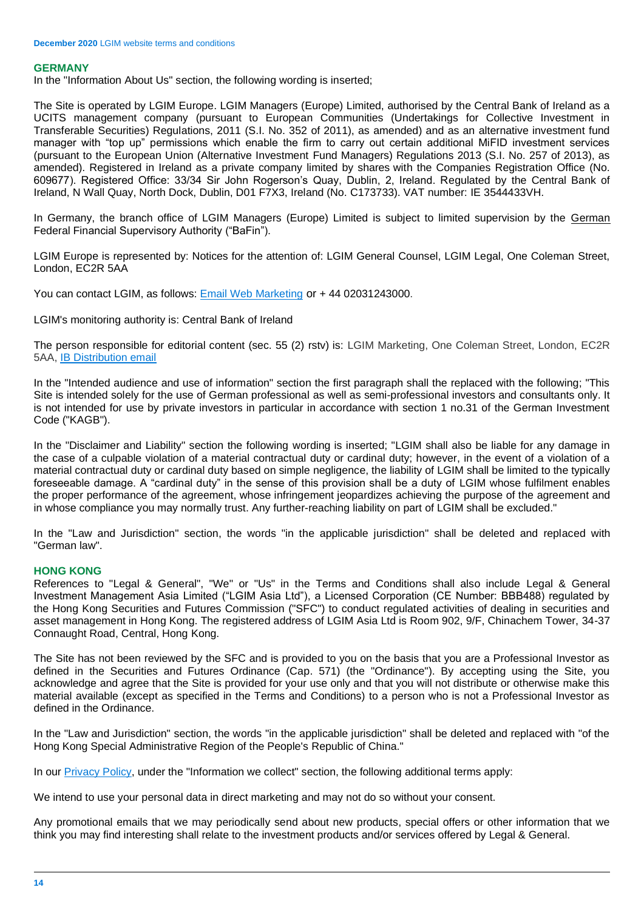## GERMANY

In the "Information About Us" section, the following wording is inserted;

The Site is operated by LGIM Europe. LGIM Managers (Europe) Limited, authorised by the Central Bank of Ireland as a UCITS management company (pursuant to European Communities (Undertakings for Collective Investment in Transferable Securities) Regulations, 2011 (S.I. No. 352 of 2011), as amended) and as an alternative investment fund manager with "top up" permissions which enable the firm to carry out certain additional MiFID investment services (pursuant to the European Union (Alternative Investment Fund Managers) Regulations 2013 (S.I. No. 257 of 2013), as amended). Registered in Ireland as a private company limited by shares with the Companies Registration Office (No. 609677). Registered Office: 33/34 Sir John Rogerson's Quay, Dublin, 2, Ireland. Regulated by the Central Bank of Ireland, N Wall Quay, North Dock, Dublin, D01 F7X3, Ireland (No. C173733). VAT number: IE 3544433VH.

In Germany, the branch office of LGIM Managers (Europe) Limited is subject to limited supervision by the German Federal Financial Supervisory Authority ("BaFin").

LGIM Europe is represented by: Notices for the attention of: LGIM General Counsel, LGIM Legal, One Coleman Street, London, EC2R 5AA

You can contact LGIM, as follows: Email Web Marketing or + 44 02031243000.

LGIM's monitoring authority is: Central Bank of Ireland

The person responsible for editorial content (sec. 55 (2) rstv) is: LGIM Marketing, One Coleman Street, London, EC2R 5AA, IB Distribution email

In the "Intended audience and use of information" section the first paragraph shall the replaced with the following; "This Site is intended solely for the use of German professional as well as semi-professional investors and consultants only. It is not intended for use by private investors in particular in accordance with section 1 no.31 of the German Investment Code ("KAGB").

In the "Disclaimer and Liability" section the following wording is inserted; "LGIM shall also be liable for any damage in the case of a culpable violation of a material contractual duty or cardinal duty; however, in the event of a violation of a material contractual duty or cardinal duty based on simple negligence, the liability of LGIM shall be limited to the typically foreseeable damage. A "cardinal duty" in the sense of this provision shall be a duty of LGIM whose fulfilment enables the proper performance of the agreement, whose infringement jeopardizes achieving the purpose of the agreement and in whose compliance you may normally trust. Any further-reaching liability on part of LGIM shall be excluded."

In the "Law and Jurisdiction" section, the words "in the applicable jurisdiction" shall be deleted and replaced with "German law".

## HONG KONG

References to "Legal & General", "We" or "Us" in the Terms and Conditions shall also include Legal & General Investment Management Asia Limited ("LGIM Asia Ltd"), a Licensed Corporation (CE Number: BBB488) regulated by the Hong Kong Securities and Futures Commission ("SFC") to conduct regulated activities of dealing in securities and asset management in Hong Kong. The registered address of LGIM Asia Ltd is Room 902, 9/F, Chinachem Tower, 34-37 Connaught Road, Central, Hong Kong.

The Site has not been reviewed by the SFC and is provided to you on the basis that you are a Professional Investor as defined in the Securities and Futures Ordinance (Cap. 571) (the "Ordinance"). By accepting using the Site, you acknowledge and agree that the Site is provided for your use only and that you will not distribute or otherwise make this material available (except as specified in the Terms and Conditions) to a person who is not a Professional Investor as defined in the Ordinance.

In the "Law and Jurisdiction" section, the words "in the applicable jurisdiction" shall be deleted and replaced with "of the Hong Kong Special Administrative Region of the People's Republic of China."

In our Privacy Policy, under the "Information we collect" section, the following additional terms apply:

We intend to use your personal data in direct marketing and may not do so without your consent.

Any promotional emails that we may periodically send about new products, special offers or other information that we think you may find interesting shall relate to the investment products and/or services offered by Legal & General.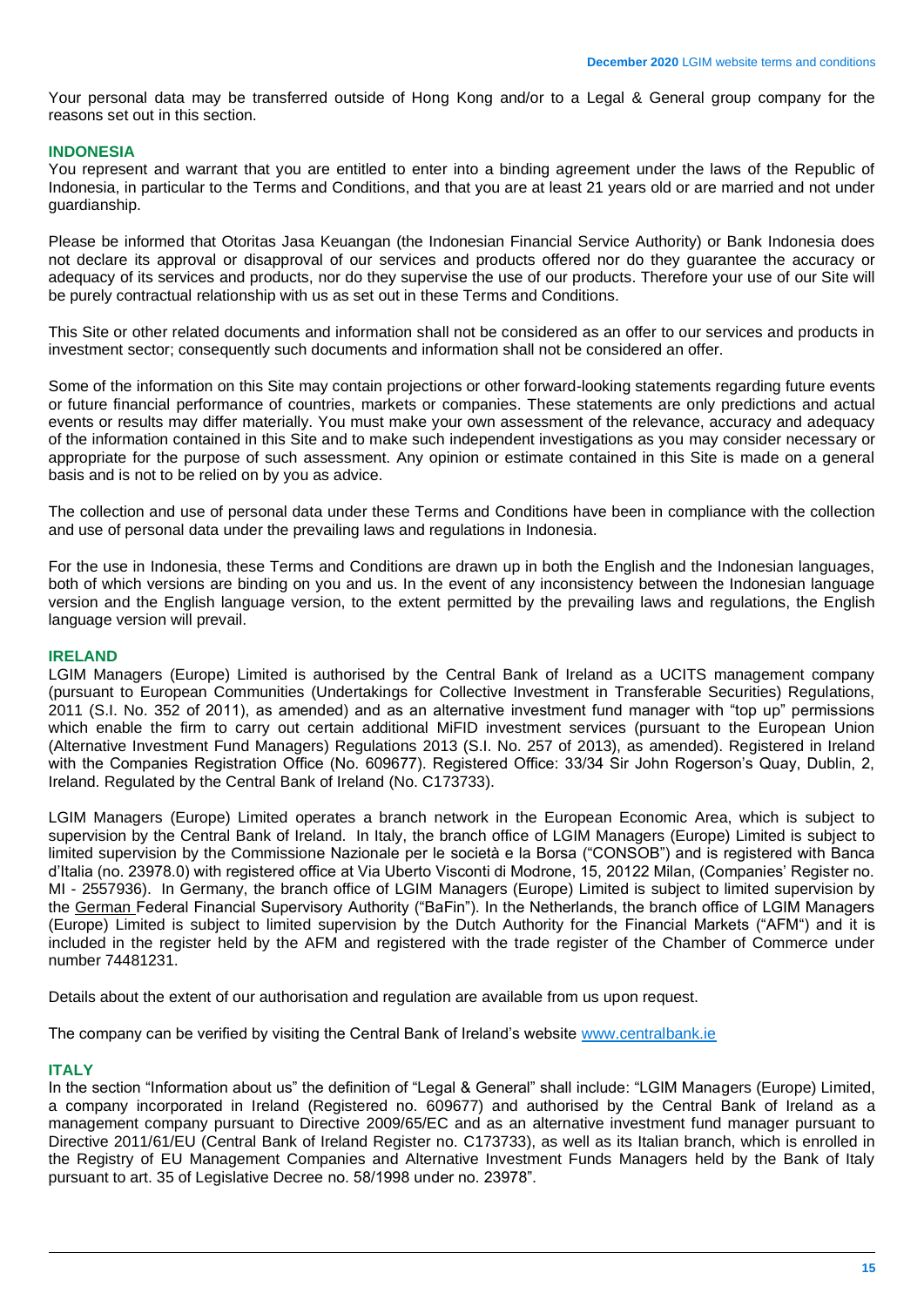Your personal data may be transferred outside of Hong Kong and/or to a Legal & General group company for the reasons set out in this section.

### INDONESIA

You represent and warrant that you are entitled to enter into a binding agreement under the laws of the Republic of Indonesia, in particular to the Terms and Conditions, and that you are at least 21 years old or are married and not under guardianship.

Please be informed that Otoritas Jasa Keuangan (the Indonesian Financial Service Authority) or Bank Indonesia does not declare its approval or disapproval of our services and products offered nor do they guarantee the accuracy or adequacy of its services and products, nor do they supervise the use of our products. Therefore your use of our Site will be purely contractual relationship with us as set out in these Terms and Conditions.

This Site or other related documents and information shall not be considered as an offer to our services and products in investment sector; consequently such documents and information shall not be considered an offer.

Some of the information on this Site may contain projections or other forward-looking statements regarding future events or future financial performance of countries, markets or companies. These statements are only predictions and actual events or results may differ materially. You must make your own assessment of the relevance, accuracy and adequacy of the information contained in this Site and to make such independent investigations as you may consider necessary or appropriate for the purpose of such assessment. Any opinion or estimate contained in this Site is made on a general basis and is not to be relied on by you as advice.

The collection and use of personal data under these Terms and Conditions have been in compliance with the collection and use of personal data under the prevailing laws and regulations in Indonesia.

For the use in Indonesia, these Terms and Conditions are drawn up in both the English and the Indonesian languages, both of which versions are binding on you and us. In the event of any inconsistency between the Indonesian language version and the English language version, to the extent permitted by the prevailing laws and regulations, the English language version will prevail.

### IRELAND

LGIM Managers (Europe) Limited is authorised by the Central Bank of Ireland as a UCITS management company (pursuant to European Communities (Undertakings for Collective Investment in Transferable Securities) Regulations, 2011 (S.I. No. 352 of 2011), as amended) and as an alternative investment fund manager with "top up" permissions which enable the firm to carry out certain additional MiFID investment services (pursuant to the European Union (Alternative Investment Fund Managers) Regulations 2013 (S.I. No. 257 of 2013), as amended). Registered in Ireland with the Companies Registration Office (No. 609677). Registered Office: 33/34 Sir John Rogerson's Quay, Dublin, 2, Ireland. Regulated by the Central Bank of Ireland (No. C173733).

LGIM Managers (Europe) Limited operates a branch network in the European Economic Area, which is subject to supervision by the Central Bank of Ireland. In Italy, the branch office of LGIM Managers (Europe) Limited is subject to limited supervision by the Commissione Nazionale per le società e la Borsa ("CONSOB") and is registered with Banca d'Italia (no. 23978.0) with registered office at Via Uberto Visconti di Modrone, 15, 20122 Milan, (Companies' Register no. MI - 2557936). In Germany, the branch office of LGIM Managers (Europe) Limited is subject to limited supervision by the German Federal Financial Supervisory Authority ("BaFin"). In the Netherlands, the branch office of LGIM Managers (Europe) Limited is subject to limited supervision by the Dutch Authority for the Financial Markets ("AFM") and it is included in the register held by the AFM and registered with the trade register of the Chamber of Commerce under number 74481231.

Details about the extent of our authorisation and regulation are available from us upon request.

The company can be verified by visiting the Central Bank of Ireland's website [www.centralbank.ie](http://www.centralbank.ie)

### ITALY

In the section "Information about us" the definition of "Legal & General" shall include: "LGIM Managers (Europe) Limited, a company incorporated in Ireland (Registered no. 609677) and authorised by the Central Bank of Ireland as a management company pursuant to Directive 2009/65/EC and as an alternative investment fund manager pursuant to Directive 2011/61/EU (Central Bank of Ireland Register no. C173733), as well as its Italian branch, which is enrolled in the Registry of EU Management Companies and Alternative Investment Funds Managers held by the Bank of Italy pursuant to art. 35 of Legislative Decree no. 58/1998 under no. 23978".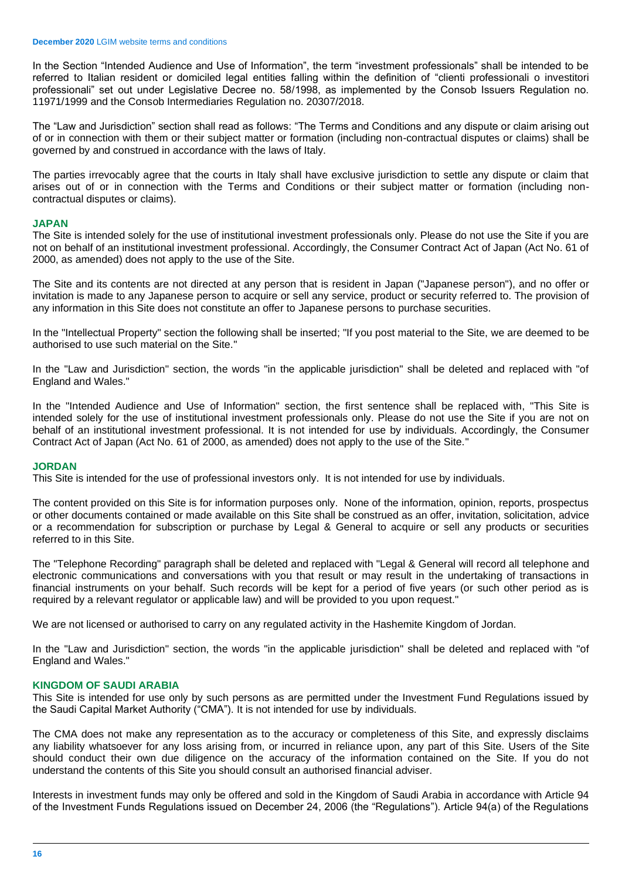In the Section "Intended Audience and Use of Information", the term "investment professionals" shall be intended to be referred to Italian resident or domiciled legal entities falling within the definition of "clienti professionali o investitori professionali" set out under Legislative Decree no. 58/1998, as implemented by the Consob Issuers Regulation no. 11971/1999 and the Consob Intermediaries Regulation no. 20307/2018.

The "Law and Jurisdiction" section shall read as follows: "The Terms and Conditions and any dispute or claim arising out of or in connection with them or their subject matter or formation (including non-contractual disputes or claims) shall be governed by and construed in accordance with the laws of Italy.

The parties irrevocably agree that the courts in Italy shall have exclusive jurisdiction to settle any dispute or claim that arises out of or in connection with the Terms and Conditions or their subject matter or formation (including non-contractual disputes or claims).

### JAPAN

The Site is intended solely for the use of institutional investment professionals only. Please do not use the Site if you are not on behalf of an institutional investment professional. Accordingly, the Consumer Contract Act of Japan (Act No. 61 of 2000, as amended) does not apply to the use of the Site.

The Site and its contents are not directed at any person that is resident in Japan ("Japanese person"), and no offer or invitation is made to any Japanese person to acquire or sell any service, product or security referred to. The provision of any information in this Site does not constitute an offer to Japanese persons to purchase securities.

In the "Intellectual Property" section the following shall be inserted; "If you post material to the Site, we are deemed to be authorised to use such material on the Site."

In the "Law and Jurisdiction" section, the words "in the applicable jurisdiction" shall be deleted and replaced with "of England and Wales."

In the "Intended Audience and Use of Information" section, the first sentence shall be replaced with, "This Site is intended solely for the use of institutional investment professionals only. Please do not use the Site if you are not on behalf of an institutional investment professional. It is not intended for use by individuals. Accordingly, the Consumer Contract Act of Japan (Act No. 61 of 2000, as amended) does not apply to the use of the Site."

### JORDAN

This Site is intended for the use of professional investors only. It is not intended for use by individuals.

The content provided on this Site is for information purposes only. None of the information, opinion, reports, prospectus or other documents contained or made available on this Site shall be construed as an offer, invitation, solicitation, advice or a recommendation for subscription or purchase by Legal & General to acquire or sell any products or securities referred to in this Site.

The "Telephone Recording" paragraph shall be deleted and replaced with "Legal & General will record all telephone and electronic communications and conversations with you that result or may result in the undertaking of transactions in financial instruments on your behalf. Such records will be kept for a period of five years (or such other period as is required by a relevant regulator or applicable law) and will be provided to you upon request."

We are not licensed or authorised to carry on any regulated activity in the Hashemite Kingdom of Jordan.

In the "Law and Jurisdiction" section, the words "in the applicable jurisdiction" shall be deleted and replaced with "of England and Wales."

### KINGDOM OF SAUDI ARABIA

This Site is intended for use only by such persons as are permitted under the Investment Fund Regulations issued by the Saudi Capital Market Authority ("CMA"). It is not intended for use by individuals.

The CMA does not make any representation as to the accuracy or completeness of this Site, and expressly disclaims any liability whatsoever for any loss arising from, or incurred in reliance upon, any part of this Site. Users of the Site should conduct their own due diligence on the accuracy of the information contained on the Site. If you do not understand the contents of this Site you should consult an authorised financial adviser.

Interests in investment funds may only be offered and sold in the Kingdom of Saudi Arabia in accordance with Article 94 of the Investment Funds Regulations issued on December 24, 2006 (the "Regulations"). Article 94(a) of the Regulations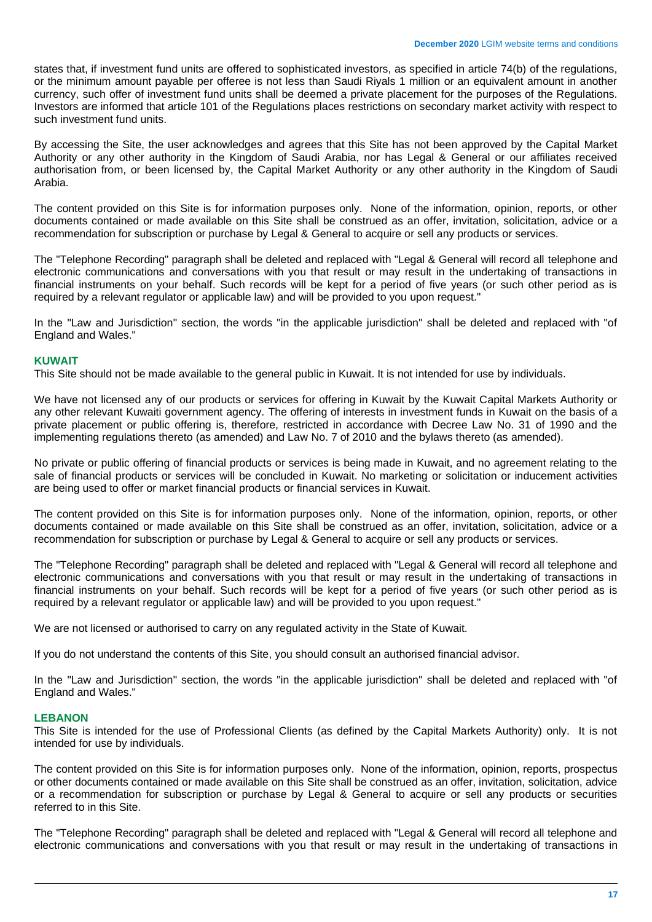states that, if investment fund units are offered to sophisticated investors, as specified in article 74(b) of the regulations, or the minimum amount payable per offeree is not less than Saudi Riyals 1 million or an equivalent amount in another currency, such offer of investment fund units shall be deemed a private placement for the purposes of the Regulations. Investors are informed that article 101 of the Regulations places restrictions on secondary market activity with respect to such investment fund units.

By accessing the Site, the user acknowledges and agrees that this Site has not been approved by the Capital Market Authority or any other authority in the Kingdom of Saudi Arabia, nor has Legal & General or our affiliates received authorisation from, or been licensed by, the Capital Market Authority or any other authority in the Kingdom of Saudi Arabia.

The content provided on this Site is for information purposes only. None of the information, opinion, reports, or other documents contained or made available on this Site shall be construed as an offer, invitation, solicitation, advice or a recommendation for subscription or purchase by Legal & General to acquire or sell any products or services.

The "Telephone Recording" paragraph shall be deleted and replaced with "Legal & General will record all telephone and electronic communications and conversations with you that result or may result in the undertaking of transactions in financial instruments on your behalf. Such records will be kept for a period of five years (or such other period as is required by a relevant regulator or applicable law) and will be provided to you upon request."

In the "Law and Jurisdiction" section, the words "in the applicable jurisdiction" shall be deleted and replaced with "of England and Wales."

### KUWAIT

This Site should not be made available to the general public in Kuwait. It is not intended for use by individuals.

We have not licensed any of our products or services for offering in Kuwait by the Kuwait Capital Markets Authority or any other relevant Kuwaiti government agency. The offering of interests in investment funds in Kuwait on the basis of a private placement or public offering is, therefore, restricted in accordance with Decree Law No. 31 of 1990 and the implementing regulations thereto (as amended) and Law No. 7 of 2010 and the bylaws thereto (as amended).

No private or public offering of financial products or services is being made in Kuwait, and no agreement relating to the sale of financial products or services will be concluded in Kuwait. No marketing or solicitation or inducement activities are being used to offer or market financial products or financial services in Kuwait.

The content provided on this Site is for information purposes only. None of the information, opinion, reports, or other documents contained or made available on this Site shall be construed as an offer, invitation, solicitation, advice or a recommendation for subscription or purchase by Legal & General to acquire or sell any products or services.

The "Telephone Recording" paragraph shall be deleted and replaced with "Legal & General will record all telephone and electronic communications and conversations with you that result or may result in the undertaking of transactions in financial instruments on your behalf. Such records will be kept for a period of five years (or such other period as is required by a relevant regulator or applicable law) and will be provided to you upon request."

We are not licensed or authorised to carry on any regulated activity in the State of Kuwait.

If you do not understand the contents of this Site, you should consult an authorised financial advisor.

In the "Law and Jurisdiction" section, the words "in the applicable jurisdiction" shall be deleted and replaced with "of England and Wales."

### LEBANON

This Site is intended for the use of Professional Clients (as defined by the Capital Markets Authority) only. It is not intended for use by individuals.

The content provided on this Site is for information purposes only. None of the information, opinion, reports, prospectus or other documents contained or made available on this Site shall be construed as an offer, invitation, solicitation, advice or a recommendation for subscription or purchase by Legal & General to acquire or sell any products or securities referred to in this Site.

The "Telephone Recording" paragraph shall be deleted and replaced with "Legal & General will record all telephone and electronic communications and conversations with you that result or may result in the undertaking of transactions in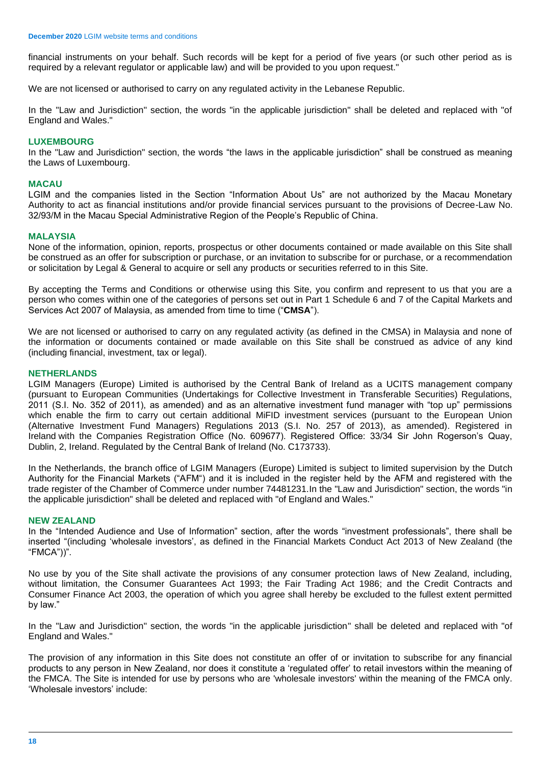financial instruments on your behalf. Such records will be kept for a period of five years (or such other period as is required by a relevant regulator or applicable law) and will be provided to you upon request."

We are not licensed or authorised to carry on any regulated activity in the Lebanese Republic.

In the "Law and Jurisdiction" section, the words "in the applicable jurisdiction" shall be deleted and replaced with "of England and Wales."

### LUXEMBOURG

In the "Law and Jurisdiction" section, the words "the laws in the applicable jurisdiction" shall be construed as meaning the Laws of Luxembourg.

### MACAU

LGIM and the companies listed in the Section "Information About Us" are not authorized by the Macau Monetary Authority to act as financial institutions and/or provide financial services pursuant to the provisions of Decree-Law No. 32/93/M in the Macau Special Administrative Region of the People's Republic of China.

### MALAYSIA

None of the information, opinion, reports, prospectus or other documents contained or made available on this Site shall be construed as an offer for subscription or purchase, or an invitation to subscribe for or purchase, or a recommendation or solicitation by Legal & General to acquire or sell any products or securities referred to in this Site.

By accepting the Terms and Conditions or otherwise using this Site, you confirm and represent to us that you are a person who comes within one of the categories of persons set out in Part 1 Schedule 6 and 7 of the Capital Markets and Services Act 2007 of Malaysia, as amended from time to time ("**CMSA**").

We are not licensed or authorised to carry on any regulated activity (as defined in the CMSA) in Malaysia and none of the information or documents contained or made available on this Site shall be construed as advice of any kind (including financial, investment, tax or legal).

### NETHERLANDS

LGIM Managers (Europe) Limited is authorised by the Central Bank of Ireland as a UCITS management company (pursuant to European Communities (Undertakings for Collective Investment in Transferable Securities) Regulations, 2011 (S.I. No. 352 of 2011), as amended) and as an alternative investment fund manager with "top up" permissions which enable the firm to carry out certain additional MiFID investment services (pursuant to the European Union (Alternative Investment Fund Managers) Regulations 2013 (S.I. No. 257 of 2013), as amended). Registered in Ireland with the Companies Registration Office (No. 609677). Registered Office: 33/34 Sir John Rogerson's Quay, Dublin, 2, Ireland. Regulated by the Central Bank of Ireland (No. C173733).

In the Netherlands, the branch office of LGIM Managers (Europe) Limited is subject to limited supervision by the Dutch Authority for the Financial Markets ("AFM") and it is included in the register held by the AFM and registered with the trade register of the Chamber of Commerce under number 74481231.In the "Law and Jurisdiction" section, the words "in the applicable jurisdiction" shall be deleted and replaced with "of England and Wales."

### NEW ZEALAND

In the "Intended Audience and Use of Information" section, after the words "investment professionals", there shall be inserted "(including 'wholesale investors', as defined in the Financial Markets Conduct Act 2013 of New Zealand (the "FMCA"))".

No use by you of the Site shall activate the provisions of any consumer protection laws of New Zealand, including, without limitation, the Consumer Guarantees Act 1993; the Fair Trading Act 1986; and the Credit Contracts and Consumer Finance Act 2003, the operation of which you agree shall hereby be excluded to the fullest extent permitted by law."

In the "Law and Jurisdiction" section, the words "in the applicable jurisdiction" shall be deleted and replaced with "of England and Wales."

The provision of any information in this Site does not constitute an offer of or invitation to subscribe for any financial products to any person in New Zealand, nor does it constitute a 'regulated offer' to retail investors within the meaning of the FMCA. The Site is intended for use by persons who are 'wholesale investors' within the meaning of the FMCA only. 'Wholesale investors' include: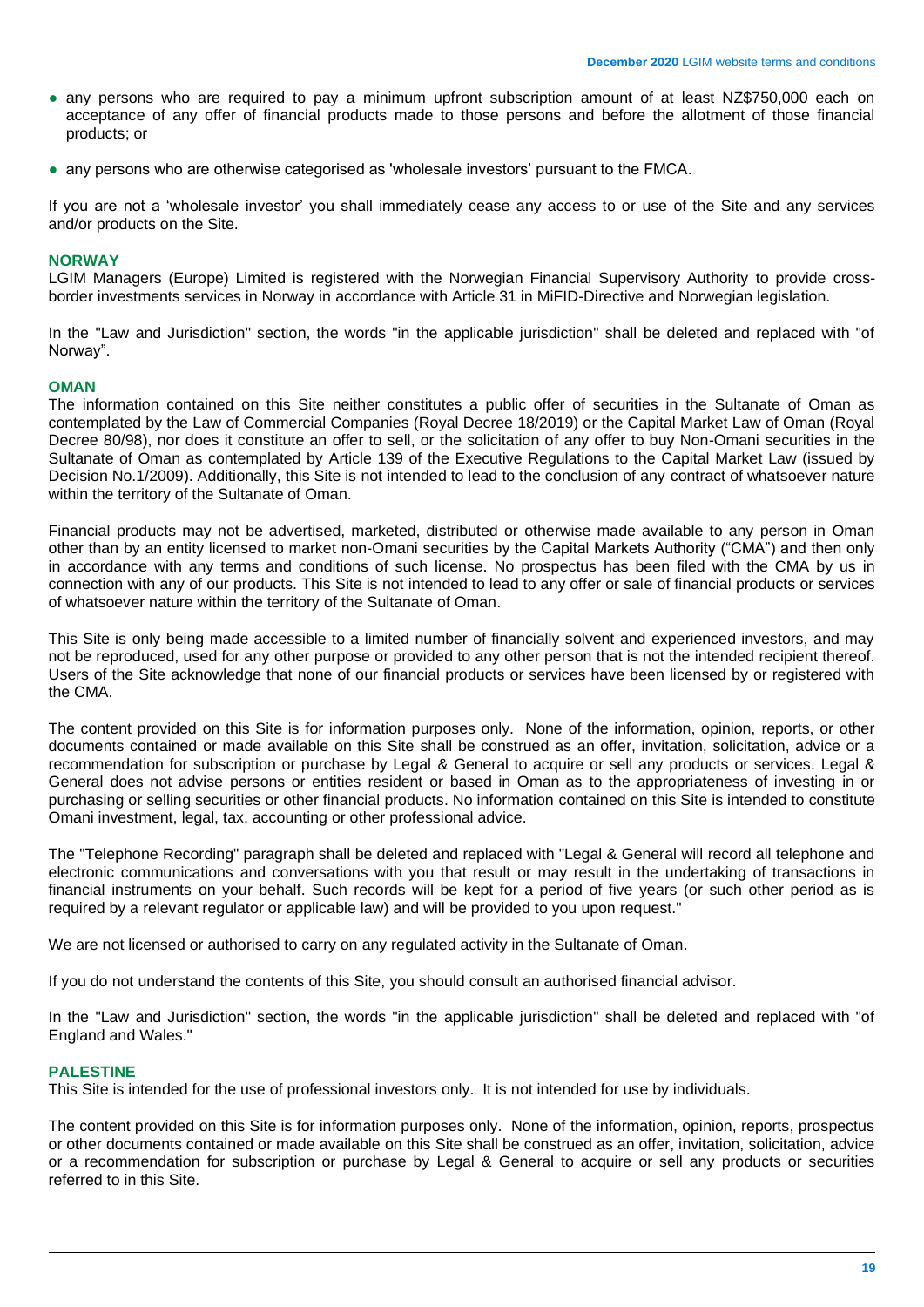- any persons who are required to pay a minimum upfront subscription amount of at least NZ$750,000 each on acceptance of any offer of financial products made to those persons and before the allotment of those financial products; or
- any persons who are otherwise categorised as 'wholesale investors' pursuant to the FMCA.

If you are not a 'wholesale investor' you shall immediately cease any access to or use of the Site and any services and/or products on the Site.

## NORWAY

LGIM Managers (Europe) Limited is registered with the Norwegian Financial Supervisory Authority to provide cross-border investments services in Norway in accordance with Article 31 in MiFID-Directive and Norwegian legislation.

In the "Law and Jurisdiction" section, the words "in the applicable jurisdiction" shall be deleted and replaced with "of Norway".

## OMAN

The information contained on this Site neither constitutes a public offer of securities in the Sultanate of Oman as contemplated by the Law of Commercial Companies (Royal Decree 18/2019) or the Capital Market Law of Oman (Royal Decree 80/98), nor does it constitute an offer to sell, or the solicitation of any offer to buy Non-Omani securities in the Sultanate of Oman as contemplated by Article 139 of the Executive Regulations to the Capital Market Law (issued by Decision No.1/2009). Additionally, this Site is not intended to lead to the conclusion of any contract of whatsoever nature within the territory of the Sultanate of Oman.

Financial products may not be advertised, marketed, distributed or otherwise made available to any person in Oman other than by an entity licensed to market non-Omani securities by the Capital Markets Authority ("CMA") and then only in accordance with any terms and conditions of such license. No prospectus has been filed with the CMA by us in connection with any of our products. This Site is not intended to lead to any offer or sale of financial products or services of whatsoever nature within the territory of the Sultanate of Oman.

This Site is only being made accessible to a limited number of financially solvent and experienced investors, and may not be reproduced, used for any other purpose or provided to any other person that is not the intended recipient thereof. Users of the Site acknowledge that none of our financial products or services have been licensed by or registered with the CMA.

The content provided on this Site is for information purposes only. None of the information, opinion, reports, or other documents contained or made available on this Site shall be construed as an offer, invitation, solicitation, advice or a recommendation for subscription or purchase by Legal & General to acquire or sell any products or services. Legal & General does not advise persons or entities resident or based in Oman as to the appropriateness of investing in or purchasing or selling securities or other financial products. No information contained on this Site is intended to constitute Omani investment, legal, tax, accounting or other professional advice.

The "Telephone Recording" paragraph shall be deleted and replaced with "Legal & General will record all telephone and electronic communications and conversations with you that result or may result in the undertaking of transactions in financial instruments on your behalf. Such records will be kept for a period of five years (or such other period as is required by a relevant regulator or applicable law) and will be provided to you upon request."

We are not licensed or authorised to carry on any regulated activity in the Sultanate of Oman.

If you do not understand the contents of this Site, you should consult an authorised financial advisor.

In the "Law and Jurisdiction" section, the words "in the applicable jurisdiction" shall be deleted and replaced with "of England and Wales."

## PALESTINE

This Site is intended for the use of professional investors only. It is not intended for use by individuals.

The content provided on this Site is for information purposes only. None of the information, opinion, reports, prospectus or other documents contained or made available on this Site shall be construed as an offer, invitation, solicitation, advice or a recommendation for subscription or purchase by Legal & General to acquire or sell any products or securities referred to in this Site.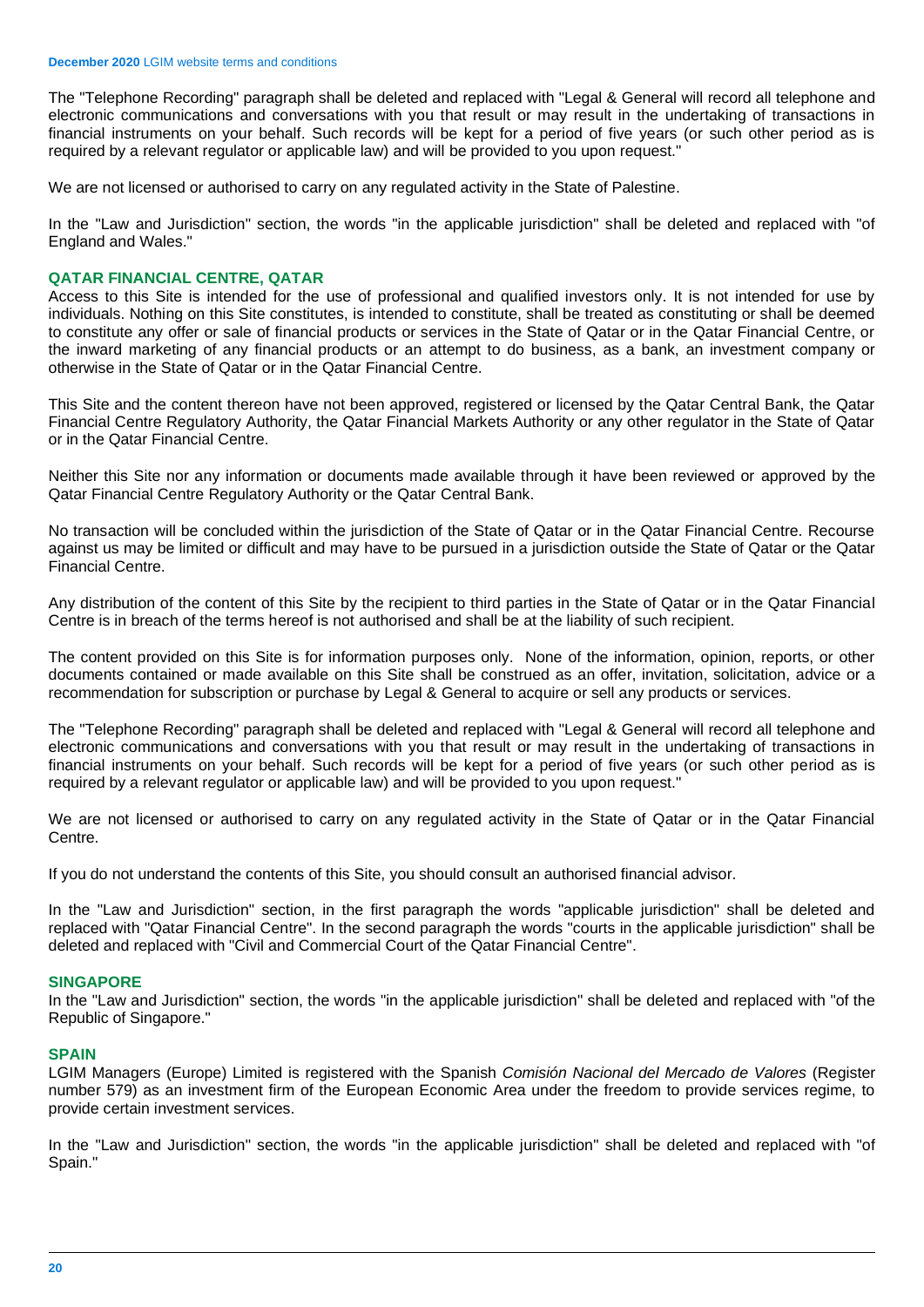The "Telephone Recording" paragraph shall be deleted and replaced with "Legal & General will record all telephone and electronic communications and conversations with you that result or may result in the undertaking of transactions in financial instruments on your behalf. Such records will be kept for a period of five years (or such other period as is required by a relevant regulator or applicable law) and will be provided to you upon request."

We are not licensed or authorised to carry on any regulated activity in the State of Palestine.

In the "Law and Jurisdiction" section, the words "in the applicable jurisdiction" shall be deleted and replaced with "of England and Wales."

### QATAR FINANCIAL CENTRE, QATAR

Access to this Site is intended for the use of professional and qualified investors only. It is not intended for use by individuals. Nothing on this Site constitutes, is intended to constitute, shall be treated as constituting or shall be deemed to constitute any offer or sale of financial products or services in the State of Qatar or in the Qatar Financial Centre, or the inward marketing of any financial products or an attempt to do business, as a bank, an investment company or otherwise in the State of Qatar or in the Qatar Financial Centre.

This Site and the content thereon have not been approved, registered or licensed by the Qatar Central Bank, the Qatar Financial Centre Regulatory Authority, the Qatar Financial Markets Authority or any other regulator in the State of Qatar or in the Qatar Financial Centre.

Neither this Site nor any information or documents made available through it have been reviewed or approved by the Qatar Financial Centre Regulatory Authority or the Qatar Central Bank.

No transaction will be concluded within the jurisdiction of the State of Qatar or in the Qatar Financial Centre. Recourse against us may be limited or difficult and may have to be pursued in a jurisdiction outside the State of Qatar or the Qatar Financial Centre.

Any distribution of the content of this Site by the recipient to third parties in the State of Qatar or in the Qatar Financial Centre is in breach of the terms hereof is not authorised and shall be at the liability of such recipient.

The content provided on this Site is for information purposes only. None of the information, opinion, reports, or other documents contained or made available on this Site shall be construed as an offer, invitation, solicitation, advice or a recommendation for subscription or purchase by Legal & General to acquire or sell any products or services.

The "Telephone Recording" paragraph shall be deleted and replaced with "Legal & General will record all telephone and electronic communications and conversations with you that result or may result in the undertaking of transactions in financial instruments on your behalf. Such records will be kept for a period of five years (or such other period as is required by a relevant regulator or applicable law) and will be provided to you upon request."

We are not licensed or authorised to carry on any regulated activity in the State of Qatar or in the Qatar Financial Centre.

If you do not understand the contents of this Site, you should consult an authorised financial advisor.

In the "Law and Jurisdiction" section, in the first paragraph the words "applicable jurisdiction" shall be deleted and replaced with "Qatar Financial Centre". In the second paragraph the words "courts in the applicable jurisdiction" shall be deleted and replaced with "Civil and Commercial Court of the Qatar Financial Centre".

### SINGAPORE

In the "Law and Jurisdiction" section, the words "in the applicable jurisdiction" shall be deleted and replaced with "of the Republic of Singapore."

### SPAIN

LGIM Managers (Europe) Limited is registered with the Spanish *Comisión Nacional del Mercado de Valores* (Register number 579) as an investment firm of the European Economic Area under the freedom to provide services regime, to provide certain investment services.

In the "Law and Jurisdiction" section, the words "in the applicable jurisdiction" shall be deleted and replaced with "of Spain."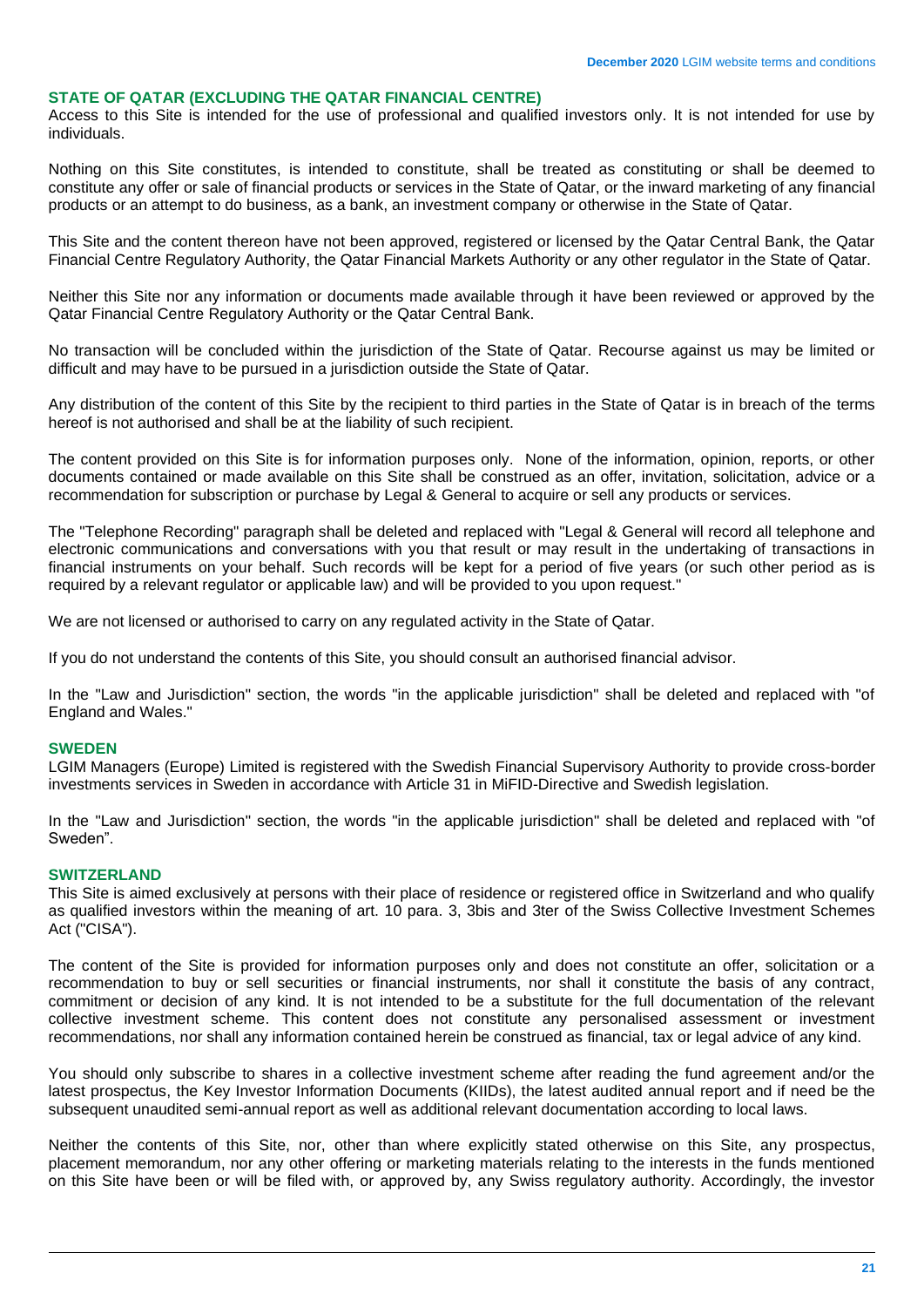## STATE OF QATAR (EXCLUDING THE QATAR FINANCIAL CENTRE)

Access to this Site is intended for the use of professional and qualified investors only. It is not intended for use by individuals.

Nothing on this Site constitutes, is intended to constitute, shall be treated as constituting or shall be deemed to constitute any offer or sale of financial products or services in the State of Qatar, or the inward marketing of any financial products or an attempt to do business, as a bank, an investment company or otherwise in the State of Qatar.

This Site and the content thereon have not been approved, registered or licensed by the Qatar Central Bank, the Qatar Financial Centre Regulatory Authority, the Qatar Financial Markets Authority or any other regulator in the State of Qatar.

Neither this Site nor any information or documents made available through it have been reviewed or approved by the Qatar Financial Centre Regulatory Authority or the Qatar Central Bank.

No transaction will be concluded within the jurisdiction of the State of Qatar. Recourse against us may be limited or difficult and may have to be pursued in a jurisdiction outside the State of Qatar.

Any distribution of the content of this Site by the recipient to third parties in the State of Qatar is in breach of the terms hereof is not authorised and shall be at the liability of such recipient.

The content provided on this Site is for information purposes only. None of the information, opinion, reports, or other documents contained or made available on this Site shall be construed as an offer, invitation, solicitation, advice or a recommendation for subscription or purchase by Legal & General to acquire or sell any products or services.

The "Telephone Recording" paragraph shall be deleted and replaced with "Legal & General will record all telephone and electronic communications and conversations with you that result or may result in the undertaking of transactions in financial instruments on your behalf. Such records will be kept for a period of five years (or such other period as is required by a relevant regulator or applicable law) and will be provided to you upon request."

We are not licensed or authorised to carry on any regulated activity in the State of Qatar.

If you do not understand the contents of this Site, you should consult an authorised financial advisor.

In the "Law and Jurisdiction" section, the words "in the applicable jurisdiction" shall be deleted and replaced with "of England and Wales."

## SWEDEN

LGIM Managers (Europe) Limited is registered with the Swedish Financial Supervisory Authority to provide cross-border investments services in Sweden in accordance with Article 31 in MiFID-Directive and Swedish legislation.

In the "Law and Jurisdiction" section, the words "in the applicable jurisdiction" shall be deleted and replaced with "of Sweden".

## SWITZERLAND

This Site is aimed exclusively at persons with their place of residence or registered office in Switzerland and who qualify as qualified investors within the meaning of art. 10 para. 3, 3bis and 3ter of the Swiss Collective Investment Schemes Act ("CISA").

The content of the Site is provided for information purposes only and does not constitute an offer, solicitation or a recommendation to buy or sell securities or financial instruments, nor shall it constitute the basis of any contract, commitment or decision of any kind. It is not intended to be a substitute for the full documentation of the relevant collective investment scheme. This content does not constitute any personalised assessment or investment recommendations, nor shall any information contained herein be construed as financial, tax or legal advice of any kind.

You should only subscribe to shares in a collective investment scheme after reading the fund agreement and/or the latest prospectus, the Key Investor Information Documents (KIIDs), the latest audited annual report and if need be the subsequent unaudited semi-annual report as well as additional relevant documentation according to local laws.

Neither the contents of this Site, nor, other than where explicitly stated otherwise on this Site, any prospectus, placement memorandum, nor any other offering or marketing materials relating to the interests in the funds mentioned on this Site have been or will be filed with, or approved by, any Swiss regulatory authority. Accordingly, the investor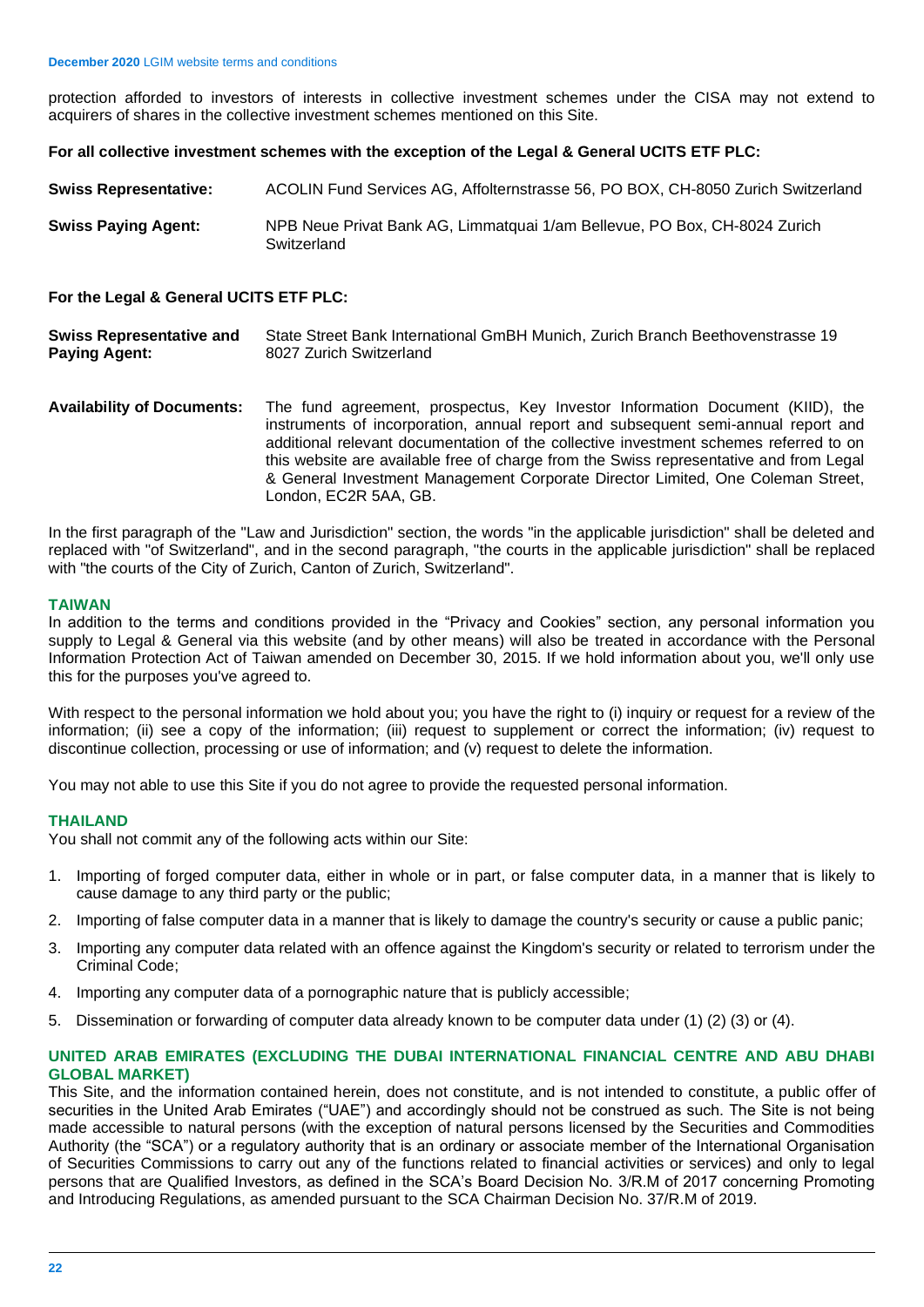protection afforded to investors of interests in collective investment schemes under the CISA may not extend to acquirers of shares in the collective investment schemes mentioned on this Site.

**For all collective investment schemes with the exception of the Legal & General UCITS ETF PLC:**

**Swiss Representative:** ACOLIN Fund Services AG, Affolternstrasse 56, PO BOX, CH-8050 Zurich Switzerland

**Swiss Paying Agent:** NPB Neue Privat Bank AG, Limmatquai 1/am Bellevue, PO Box, CH-8024 Zurich Switzerland

**For the Legal & General UCITS ETF PLC:**

**Swiss Representative and Paying Agent:** State Street Bank International GmBH Munich, Zurich Branch Beethovenstrasse 19 8027 Zurich Switzerland

**Availability of Documents:** The fund agreement, prospectus, Key Investor Information Document (KIID), the instruments of incorporation, annual report and subsequent semi-annual report and additional relevant documentation of the collective investment schemes referred to on this website are available free of charge from the Swiss representative and from Legal & General Investment Management Corporate Director Limited, One Coleman Street, London, EC2R 5AA, GB.

In the first paragraph of the "Law and Jurisdiction" section, the words "in the applicable jurisdiction" shall be deleted and replaced with "of Switzerland", and in the second paragraph, "the courts in the applicable jurisdiction" shall be replaced with "the courts of the City of Zurich, Canton of Zurich, Switzerland".

## TAIWAN

In addition to the terms and conditions provided in the "Privacy and Cookies" section, any personal information you supply to Legal & General via this website (and by other means) will also be treated in accordance with the Personal Information Protection Act of Taiwan amended on December 30, 2015. If we hold information about you, we'll only use this for the purposes you've agreed to.

With respect to the personal information we hold about you; you have the right to (i) inquiry or request for a review of the information; (ii) see a copy of the information; (iii) request to supplement or correct the information; (iv) request to discontinue collection, processing or use of information; and (v) request to delete the information.

You may not able to use this Site if you do not agree to provide the requested personal information.

## THAILAND

You shall not commit any of the following acts within our Site:

1. Importing of forged computer data, either in whole or in part, or false computer data, in a manner that is likely to cause damage to any third party or the public;
2. Importing of false computer data in a manner that is likely to damage the country's security or cause a public panic;
3. Importing any computer data related with an offence against the Kingdom's security or related to terrorism under the Criminal Code;
4. Importing any computer data of a pornographic nature that is publicly accessible;
5. Dissemination or forwarding of computer data already known to be computer data under (1) (2) (3) or (4).

## UNITED ARAB EMIRATES (EXCLUDING THE DUBAI INTERNATIONAL FINANCIAL CENTRE AND ABU DHABI GLOBAL MARKET)

This Site, and the information contained herein, does not constitute, and is not intended to constitute, a public offer of securities in the United Arab Emirates ("UAE") and accordingly should not be construed as such. The Site is not being made accessible to natural persons (with the exception of natural persons licensed by the Securities and Commodities Authority (the "SCA") or a regulatory authority that is an ordinary or associate member of the International Organisation of Securities Commissions to carry out any of the functions related to financial activities or services) and only to legal persons that are Qualified Investors, as defined in the SCA's Board Decision No. 3/R.M of 2017 concerning Promoting and Introducing Regulations, as amended pursuant to the SCA Chairman Decision No. 37/R.M of 2019.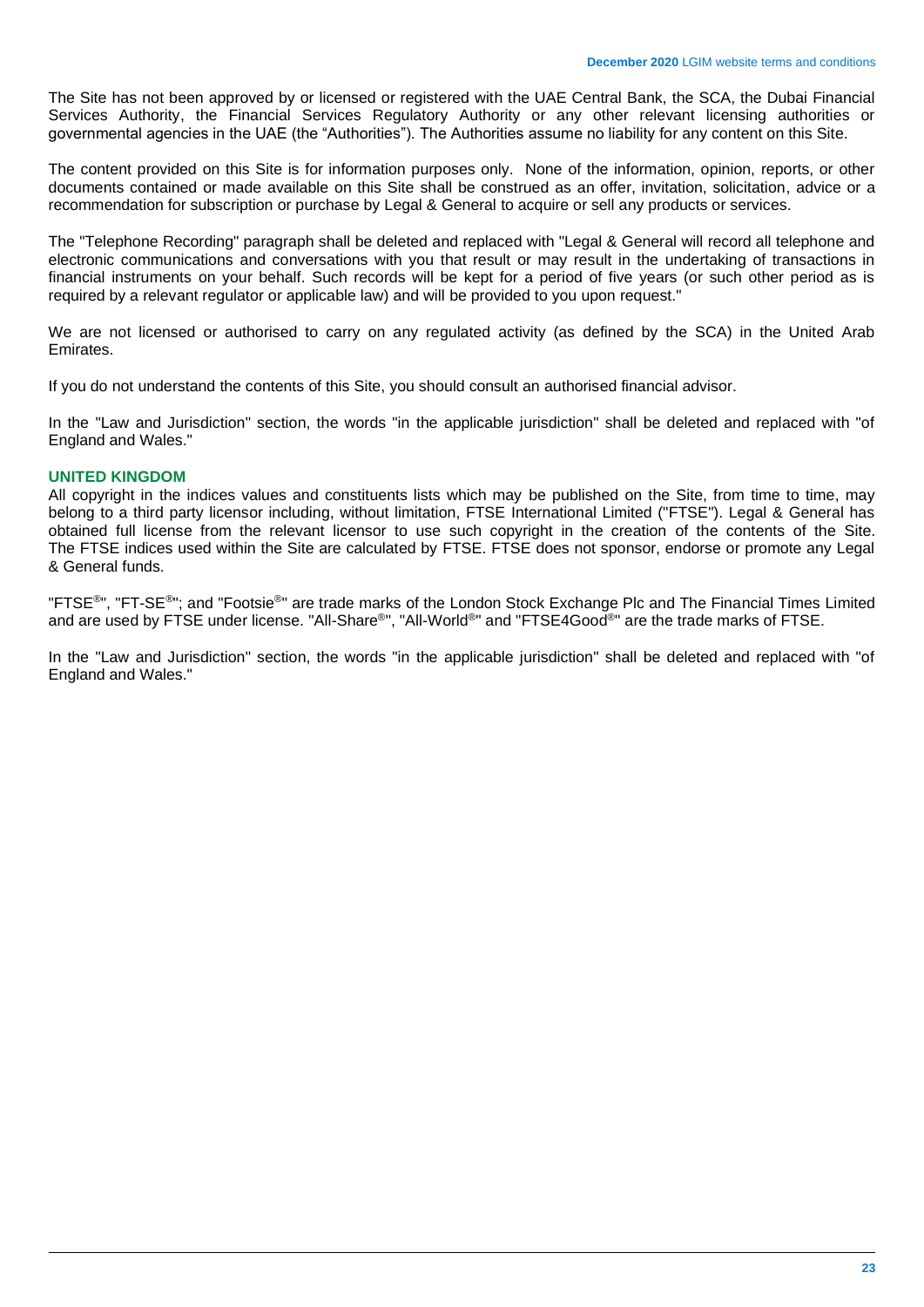The Site has not been approved by or licensed or registered with the UAE Central Bank, the SCA, the Dubai Financial Services Authority, the Financial Services Regulatory Authority or any other relevant licensing authorities or governmental agencies in the UAE (the "Authorities"). The Authorities assume no liability for any content on this Site.

The content provided on this Site is for information purposes only. None of the information, opinion, reports, or other documents contained or made available on this Site shall be construed as an offer, invitation, solicitation, advice or a recommendation for subscription or purchase by Legal & General to acquire or sell any products or services.

The "Telephone Recording" paragraph shall be deleted and replaced with "Legal & General will record all telephone and electronic communications and conversations with you that result or may result in the undertaking of transactions in financial instruments on your behalf. Such records will be kept for a period of five years (or such other period as is required by a relevant regulator or applicable law) and will be provided to you upon request."

We are not licensed or authorised to carry on any regulated activity (as defined by the SCA) in the United Arab Emirates.

If you do not understand the contents of this Site, you should consult an authorised financial advisor.

In the "Law and Jurisdiction" section, the words "in the applicable jurisdiction" shall be deleted and replaced with "of England and Wales."

## UNITED KINGDOM

All copyright in the indices values and constituents lists which may be published on the Site, from time to time, may belong to a third party licensor including, without limitation, FTSE International Limited ("FTSE"). Legal & General has obtained full license from the relevant licensor to use such copyright in the creation of the contents of the Site. The FTSE indices used within the Site are calculated by FTSE. FTSE does not sponsor, endorse or promote any Legal & General funds.

"FTSE®", "FT-SE®"; and "Footsie®" are trade marks of the London Stock Exchange Plc and The Financial Times Limited and are used by FTSE under license. "All-Share®", "All-World®" and "FTSE4Good®" are the trade marks of FTSE.

In the "Law and Jurisdiction" section, the words "in the applicable jurisdiction" shall be deleted and replaced with "of England and Wales."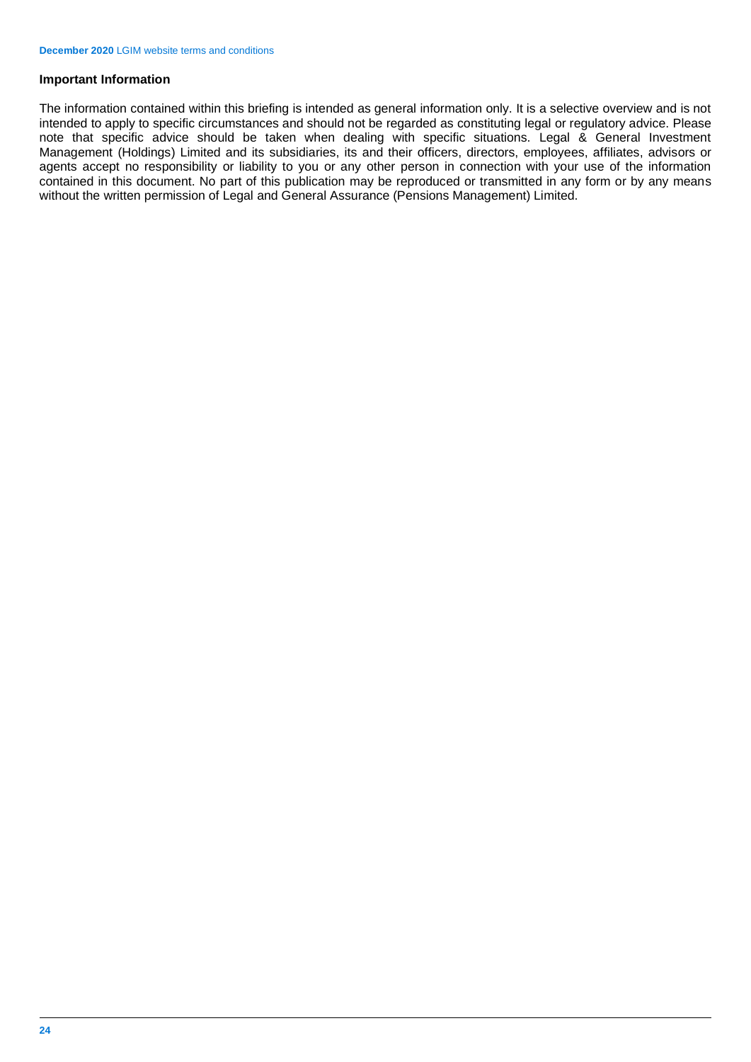## Important Information

The information contained within this briefing is intended as general information only. It is a selective overview and is not intended to apply to specific circumstances and should not be regarded as constituting legal or regulatory advice. Please note that specific advice should be taken when dealing with specific situations. Legal & General Investment Management (Holdings) Limited and its subsidiaries, its and their officers, directors, employees, affiliates, advisors or agents accept no responsibility or liability to you or any other person in connection with your use of the information contained in this document. No part of this publication may be reproduced or transmitted in any form or by any means without the written permission of Legal and General Assurance (Pensions Management) Limited.